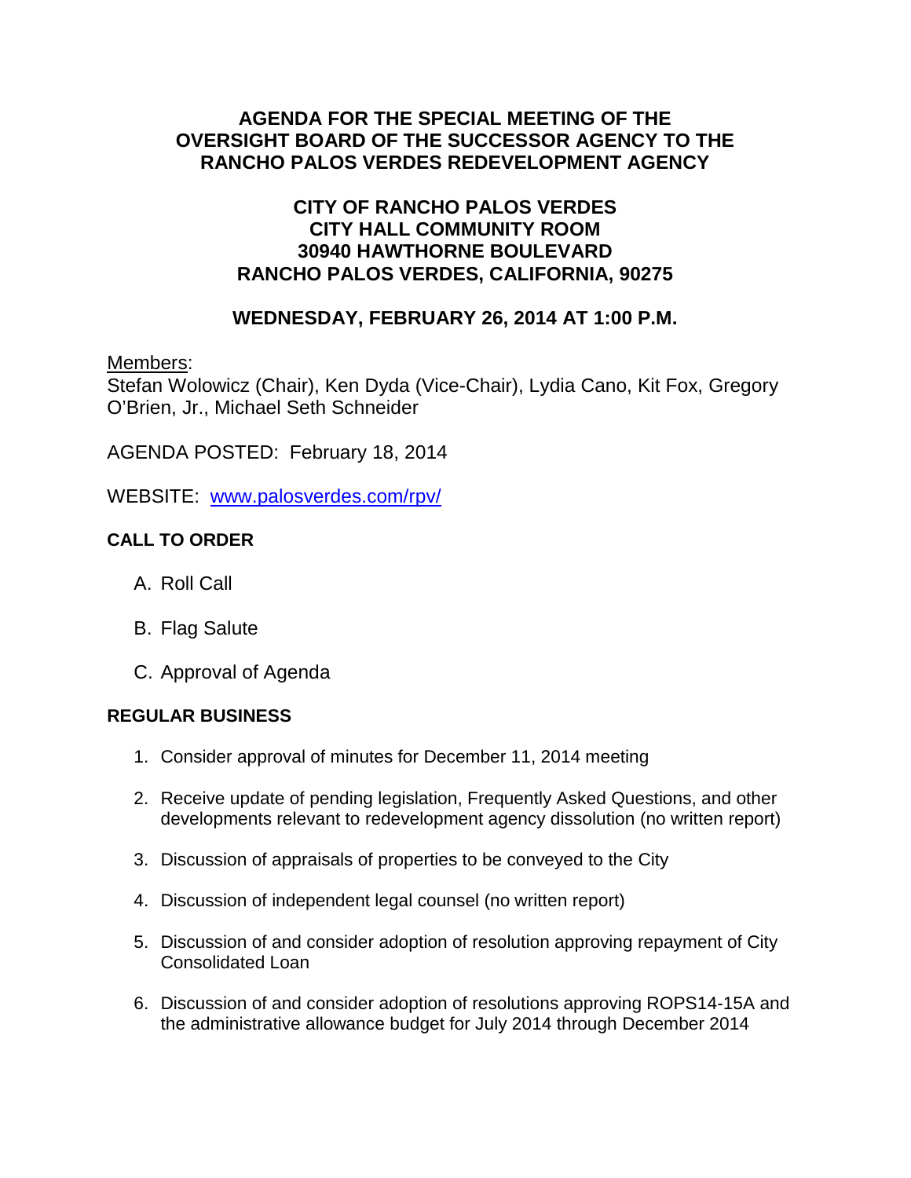# AGENDA FOR THE SPECIAL MEETING OF THE OVERSIGHT BOARD OF THE SUCCESSOR AGENCY TO THE RANCHO PALOS VERDES REDEVELOPMENT AGENCY

## CITY OF RANCHO PALOS VERDES
## CITY HALL COMMUNITY ROOM
## 30940 HAWTHORNE BOULEVARD
## RANCHO PALOS VERDES, CALIFORNIA, 90275

## WEDNESDAY, FEBRUARY 26, 2014 AT 1:00 P.M.

Members:
Stefan Wolowicz (Chair), Ken Dyda (Vice-Chair), Lydia Cano, Kit Fox, Gregory O'Brien, Jr., Michael Seth Schneider

AGENDA POSTED: February 18, 2014

WEBSITE: [www.palosverdes.com/rpv/](http://www.palosverdes.com/rpv/)

**CALL TO ORDER**

A. Roll Call

B. Flag Salute

C. Approval of Agenda

**REGULAR BUSINESS**

1. Consider approval of minutes for December 11, 2014 meeting

2. Receive update of pending legislation, Frequently Asked Questions, and other developments relevant to redevelopment agency dissolution (no written report)

3. Discussion of appraisals of properties to be conveyed to the City

4. Discussion of independent legal counsel (no written report)

5. Discussion of and consider adoption of resolution approving repayment of City Consolidated Loan

6. Discussion of and consider adoption of resolutions approving ROPS14-15A and the administrative allowance budget for July 2014 through December 2014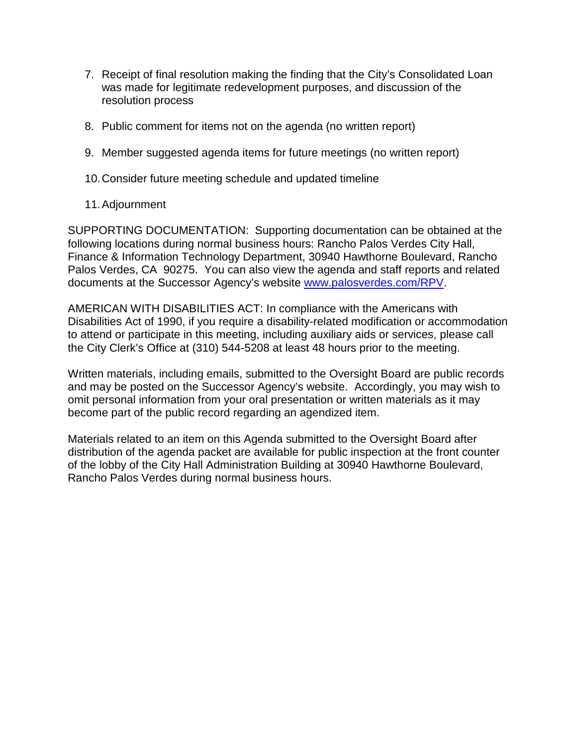7. Receipt of final resolution making the finding that the City's Consolidated Loan was made for legitimate redevelopment purposes, and discussion of the resolution process

8. Public comment for items not on the agenda (no written report)

9. Member suggested agenda items for future meetings (no written report)

10. Consider future meeting schedule and updated timeline

11. Adjournment

SUPPORTING DOCUMENTATION: Supporting documentation can be obtained at the following locations during normal business hours: Rancho Palos Verdes City Hall, Finance & Information Technology Department, 30940 Hawthorne Boulevard, Rancho Palos Verdes, CA 90275. You can also view the agenda and staff reports and related documents at the Successor Agency's website [www.palosverdes.com/RPV](http://www.palosverdes.com/RPV).

AMERICAN WITH DISABILITIES ACT: In compliance with the Americans with Disabilities Act of 1990, if you require a disability-related modification or accommodation to attend or participate in this meeting, including auxiliary aids or services, please call the City Clerk's Office at (310) 544-5208 at least 48 hours prior to the meeting.

Written materials, including emails, submitted to the Oversight Board are public records and may be posted on the Successor Agency's website. Accordingly, you may wish to omit personal information from your oral presentation or written materials as it may become part of the public record regarding an agendized item.

Materials related to an item on this Agenda submitted to the Oversight Board after distribution of the agenda packet are available for public inspection at the front counter of the lobby of the City Hall Administration Building at 30940 Hawthorne Boulevard, Rancho Palos Verdes during normal business hours.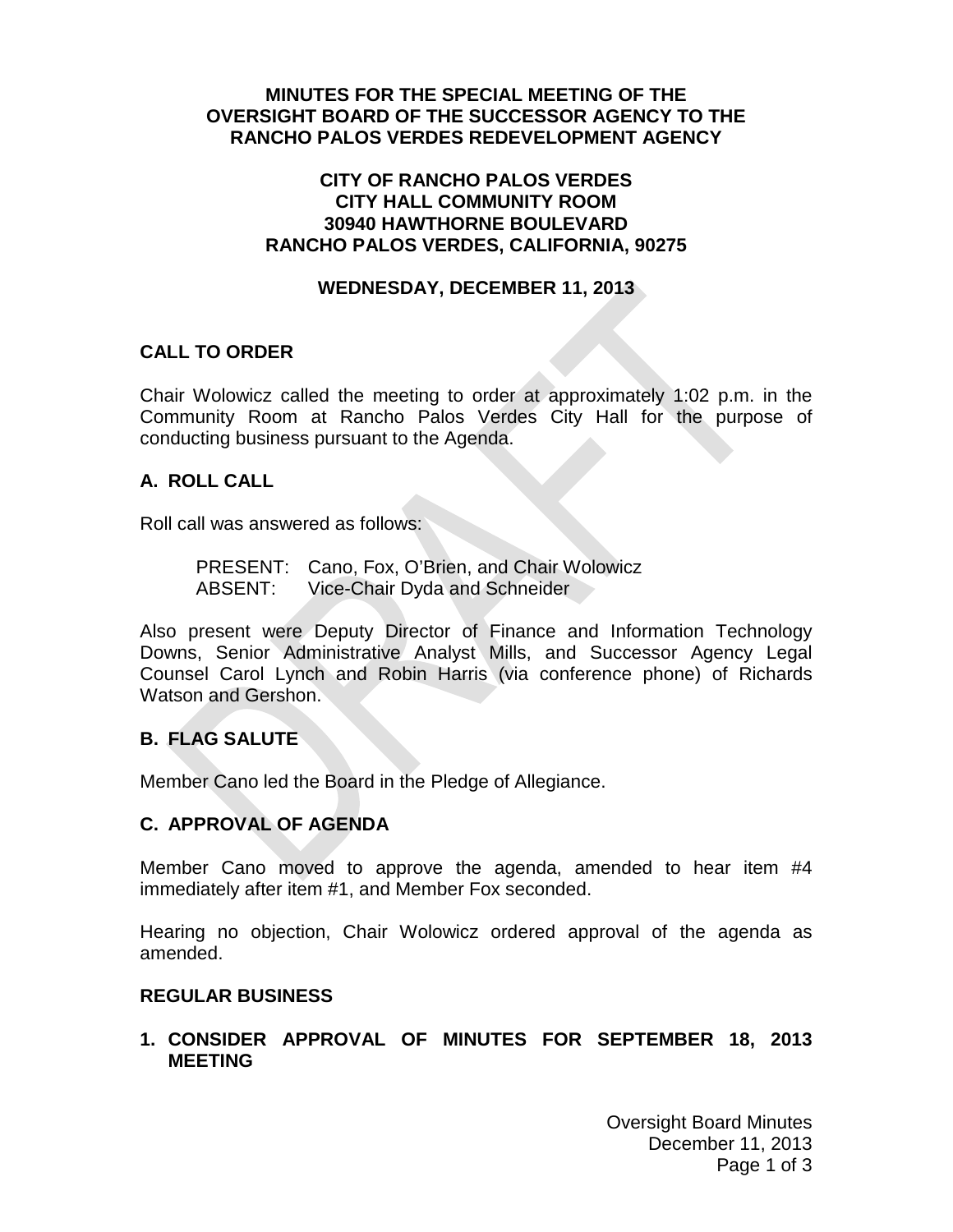**MINUTES FOR THE SPECIAL MEETING OF THE OVERSIGHT BOARD OF THE SUCCESSOR AGENCY TO THE RANCHO PALOS VERDES REDEVELOPMENT AGENCY**

**CITY OF RANCHO PALOS VERDES**
**CITY HALL COMMUNITY ROOM**
**30940 HAWTHORNE BOULEVARD**
**RANCHO PALOS VERDES, CALIFORNIA, 90275**

**WEDNESDAY, DECEMBER 11, 2013**

## CALL TO ORDER

Chair Wolowicz called the meeting to order at approximately 1:02 p.m. in the Community Room at Rancho Palos Verdes City Hall for the purpose of conducting business pursuant to the Agenda.

## A. ROLL CALL

Roll call was answered as follows:

PRESENT: Cano, Fox, O'Brien, and Chair Wolowicz
ABSENT: Vice-Chair Dyda and Schneider

Also present were Deputy Director of Finance and Information Technology Downs, Senior Administrative Analyst Mills, and Successor Agency Legal Counsel Carol Lynch and Robin Harris (via conference phone) of Richards Watson and Gershon.

## B. FLAG SALUTE

Member Cano led the Board in the Pledge of Allegiance.

## C. APPROVAL OF AGENDA

Member Cano moved to approve the agenda, amended to hear item #4 immediately after item #1, and Member Fox seconded.

Hearing no objection, Chair Wolowicz ordered approval of the agenda as amended.

## REGULAR BUSINESS

### 1. CONSIDER APPROVAL OF MINUTES FOR SEPTEMBER 18, 2013 MEETING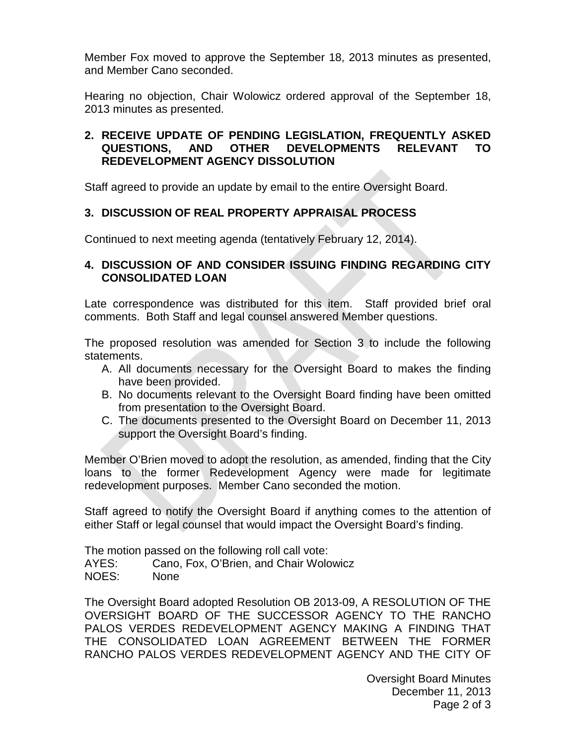Member Fox moved to approve the September 18, 2013 minutes as presented, and Member Cano seconded.

Hearing no objection, Chair Wolowicz ordered approval of the September 18, 2013 minutes as presented.

## 2. RECEIVE UPDATE OF PENDING LEGISLATION, FREQUENTLY ASKED QUESTIONS, AND OTHER DEVELOPMENTS RELEVANT TO REDEVELOPMENT AGENCY DISSOLUTION

Staff agreed to provide an update by email to the entire Oversight Board.

## 3. DISCUSSION OF REAL PROPERTY APPRAISAL PROCESS

Continued to next meeting agenda (tentatively February 12, 2014).

## 4. DISCUSSION OF AND CONSIDER ISSUING FINDING REGARDING CITY CONSOLIDATED LOAN

Late correspondence was distributed for this item. Staff provided brief oral comments. Both Staff and legal counsel answered Member questions.

The proposed resolution was amended for Section 3 to include the following statements.

A. All documents necessary for the Oversight Board to makes the finding have been provided.
B. No documents relevant to the Oversight Board finding have been omitted from presentation to the Oversight Board.
C. The documents presented to the Oversight Board on December 11, 2013 support the Oversight Board's finding.

Member O'Brien moved to adopt the resolution, as amended, finding that the City loans to the former Redevelopment Agency were made for legitimate redevelopment purposes. Member Cano seconded the motion.

Staff agreed to notify the Oversight Board if anything comes to the attention of either Staff or legal counsel that would impact the Oversight Board's finding.

The motion passed on the following roll call vote:
AYES: Cano, Fox, O'Brien, and Chair Wolowicz
NOES: None

The Oversight Board adopted Resolution OB 2013-09, A RESOLUTION OF THE OVERSIGHT BOARD OF THE SUCCESSOR AGENCY TO THE RANCHO PALOS VERDES REDEVELOPMENT AGENCY MAKING A FINDING THAT THE CONSOLIDATED LOAN AGREEMENT BETWEEN THE FORMER RANCHO PALOS VERDES REDEVELOPMENT AGENCY AND THE CITY OF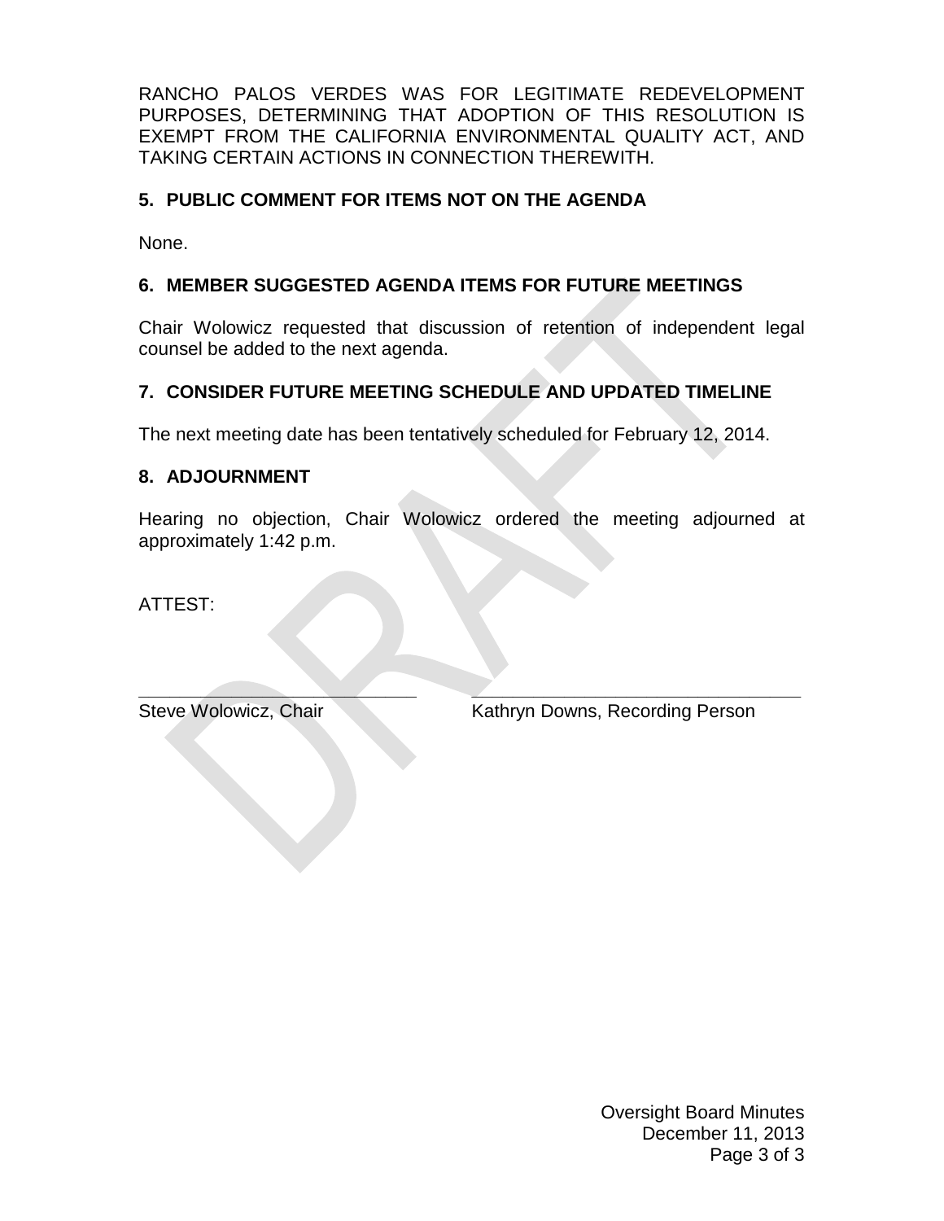RANCHO PALOS VERDES WAS FOR LEGITIMATE REDEVELOPMENT PURPOSES, DETERMINING THAT ADOPTION OF THIS RESOLUTION IS EXEMPT FROM THE CALIFORNIA ENVIRONMENTAL QUALITY ACT, AND TAKING CERTAIN ACTIONS IN CONNECTION THEREWITH.

## 5. PUBLIC COMMENT FOR ITEMS NOT ON THE AGENDA

None.

## 6. MEMBER SUGGESTED AGENDA ITEMS FOR FUTURE MEETINGS

Chair Wolowicz requested that discussion of retention of independent legal counsel be added to the next agenda.

## 7. CONSIDER FUTURE MEETING SCHEDULE AND UPDATED TIMELINE

The next meeting date has been tentatively scheduled for February 12, 2014.

## 8. ADJOURNMENT

Hearing no objection, Chair Wolowicz ordered the meeting adjourned at approximately 1:42 p.m.

ATTEST:

______________________________ ______________________________

Steve Wolowicz, Chair Kathryn Downs, Recording Person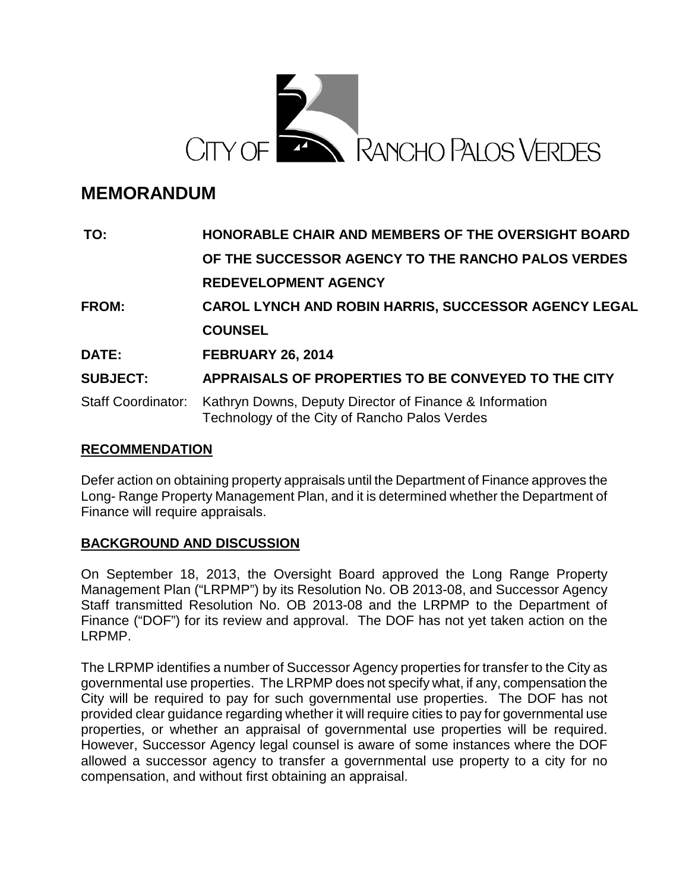CITY OF RANCHO PALOS VERDES

# MEMORANDUM

**TO:** HONORABLE CHAIR AND MEMBERS OF THE OVERSIGHT BOARD OF THE SUCCESSOR AGENCY TO THE RANCHO PALOS VERDES REDEVELOPMENT AGENCY

**FROM:** CAROL LYNCH AND ROBIN HARRIS, SUCCESSOR AGENCY LEGAL COUNSEL

**DATE:** FEBRUARY 26, 2014

**SUBJECT:** APPRAISALS OF PROPERTIES TO BE CONVEYED TO THE CITY

Staff Coordinator: Kathryn Downs, Deputy Director of Finance & Information Technology of the City of Rancho Palos Verdes

## RECOMMENDATION

Defer action on obtaining property appraisals until the Department of Finance approves the Long- Range Property Management Plan, and it is determined whether the Department of Finance will require appraisals.

## BACKGROUND AND DISCUSSION

On September 18, 2013, the Oversight Board approved the Long Range Property Management Plan ("LRPMP") by its Resolution No. OB 2013-08, and Successor Agency Staff transmitted Resolution No. OB 2013-08 and the LRPMP to the Department of Finance ("DOF") for its review and approval. The DOF has not yet taken action on the LRPMP.

The LRPMP identifies a number of Successor Agency properties for transfer to the City as governmental use properties. The LRPMP does not specify what, if any, compensation the City will be required to pay for such governmental use properties. The DOF has not provided clear guidance regarding whether it will require cities to pay for governmental use properties, or whether an appraisal of governmental use properties will be required. However, Successor Agency legal counsel is aware of some instances where the DOF allowed a successor agency to transfer a governmental use property to a city for no compensation, and without first obtaining an appraisal.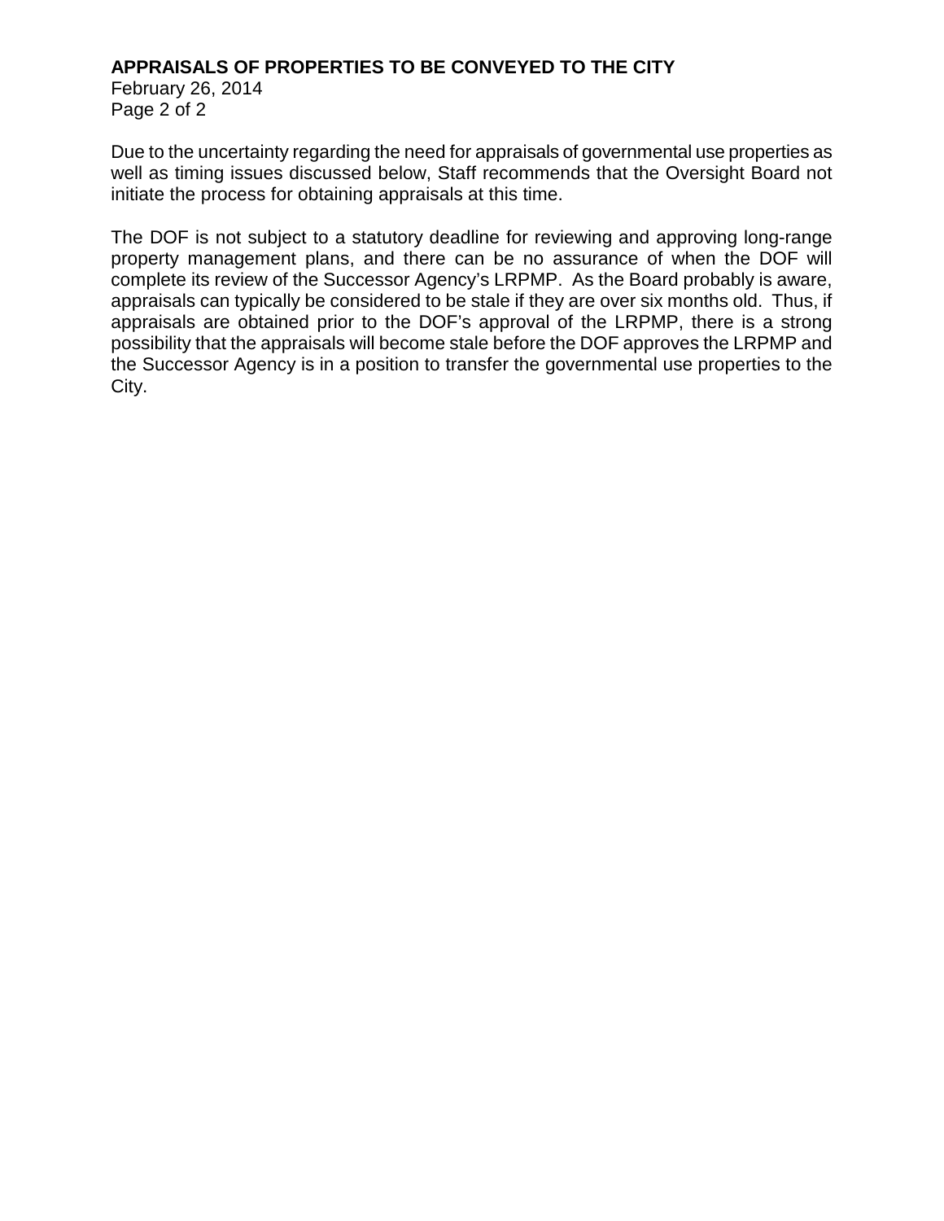Due to the uncertainty regarding the need for appraisals of governmental use properties as well as timing issues discussed below, Staff recommends that the Oversight Board not initiate the process for obtaining appraisals at this time.

The DOF is not subject to a statutory deadline for reviewing and approving long-range property management plans, and there can be no assurance of when the DOF will complete its review of the Successor Agency's LRPMP. As the Board probably is aware, appraisals can typically be considered to be stale if they are over six months old. Thus, if appraisals are obtained prior to the DOF's approval of the LRPMP, there is a strong possibility that the appraisals will become stale before the DOF approves the LRPMP and the Successor Agency is in a position to transfer the governmental use properties to the City.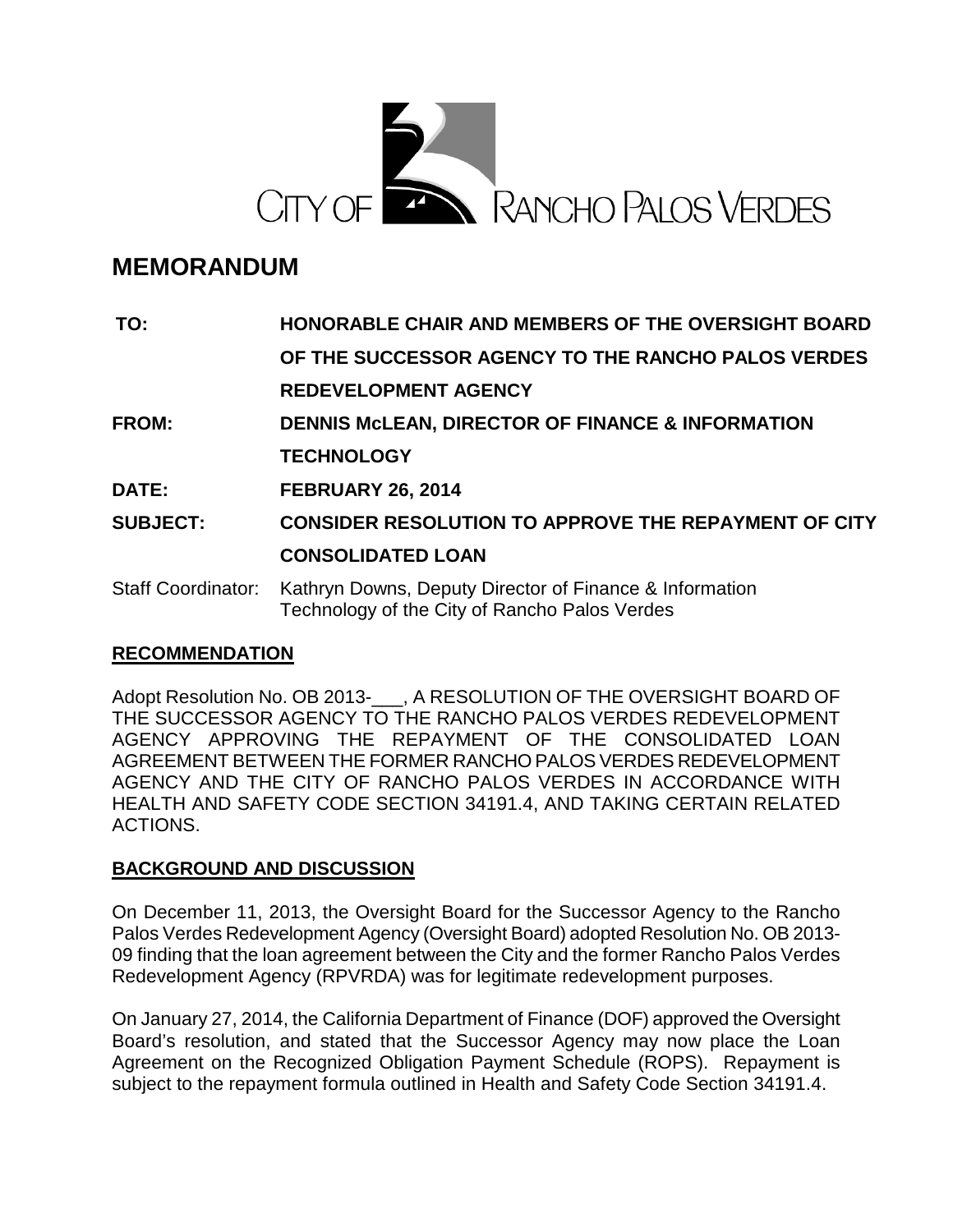CITY OF RANCHO PALOS VERDES

# MEMORANDUM

| | |
|---|---|
| **TO:** | **HONORABLE CHAIR AND MEMBERS OF THE OVERSIGHT BOARD OF THE SUCCESSOR AGENCY TO THE RANCHO PALOS VERDES REDEVELOPMENT AGENCY** |
| **FROM:** | **DENNIS McLEAN, DIRECTOR OF FINANCE & INFORMATION TECHNOLOGY** |
| **DATE:** | **FEBRUARY 26, 2014** |
| **SUBJECT:** | **CONSIDER RESOLUTION TO APPROVE THE REPAYMENT OF CITY CONSOLIDATED LOAN** |
| Staff Coordinator: | Kathryn Downs, Deputy Director of Finance & Information Technology of the City of Rancho Palos Verdes |

## RECOMMENDATION

Adopt Resolution No. OB 2013-___, A RESOLUTION OF THE OVERSIGHT BOARD OF THE SUCCESSOR AGENCY TO THE RANCHO PALOS VERDES REDEVELOPMENT AGENCY APPROVING THE REPAYMENT OF THE CONSOLIDATED LOAN AGREEMENT BETWEEN THE FORMER RANCHO PALOS VERDES REDEVELOPMENT AGENCY AND THE CITY OF RANCHO PALOS VERDES IN ACCORDANCE WITH HEALTH AND SAFETY CODE SECTION 34191.4, AND TAKING CERTAIN RELATED ACTIONS.

## BACKGROUND AND DISCUSSION

On December 11, 2013, the Oversight Board for the Successor Agency to the Rancho Palos Verdes Redevelopment Agency (Oversight Board) adopted Resolution No. OB 2013-09 finding that the loan agreement between the City and the former Rancho Palos Verdes Redevelopment Agency (RPVRDA) was for legitimate redevelopment purposes.

On January 27, 2014, the California Department of Finance (DOF) approved the Oversight Board's resolution, and stated that the Successor Agency may now place the Loan Agreement on the Recognized Obligation Payment Schedule (ROPS). Repayment is subject to the repayment formula outlined in Health and Safety Code Section 34191.4.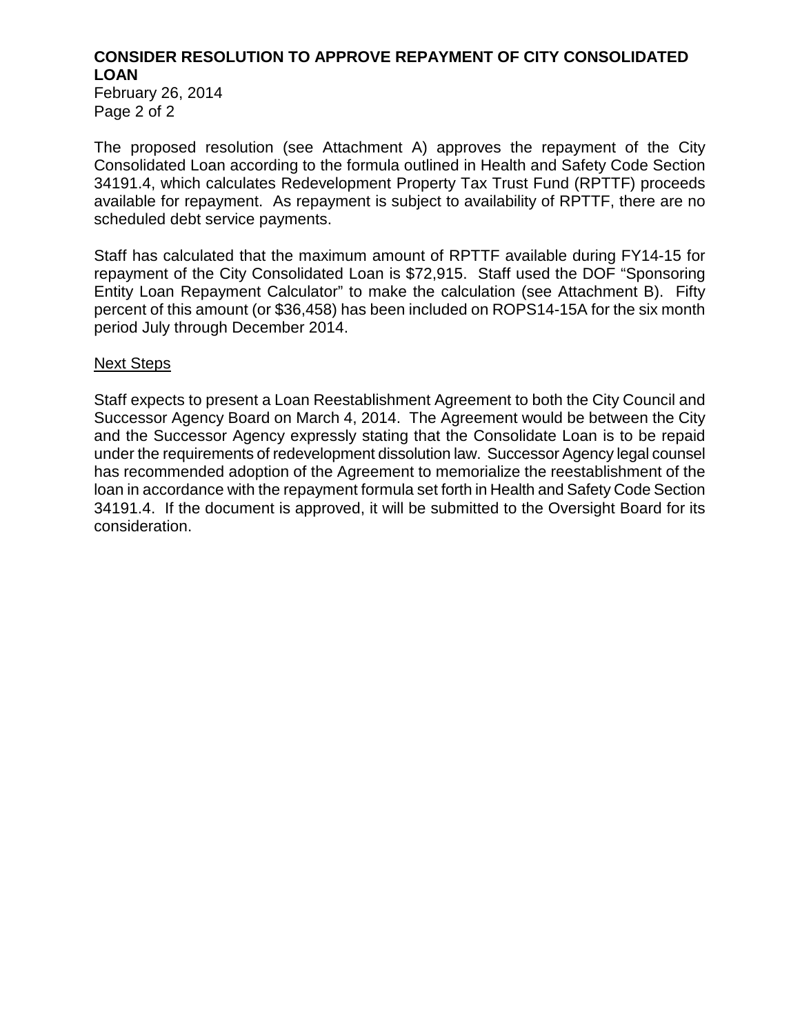The proposed resolution (see Attachment A) approves the repayment of the City Consolidated Loan according to the formula outlined in Health and Safety Code Section 34191.4, which calculates Redevelopment Property Tax Trust Fund (RPTTF) proceeds available for repayment. As repayment is subject to availability of RPTTF, there are no scheduled debt service payments.

Staff has calculated that the maximum amount of RPTTF available during FY14-15 for repayment of the City Consolidated Loan is $72,915. Staff used the DOF "Sponsoring Entity Loan Repayment Calculator" to make the calculation (see Attachment B). Fifty percent of this amount (or $36,458) has been included on ROPS14-15A for the six month period July through December 2014.

Next Steps

Staff expects to present a Loan Reestablishment Agreement to both the City Council and Successor Agency Board on March 4, 2014. The Agreement would be between the City and the Successor Agency expressly stating that the Consolidate Loan is to be repaid under the requirements of redevelopment dissolution law. Successor Agency legal counsel has recommended adoption of the Agreement to memorialize the reestablishment of the loan in accordance with the repayment formula set forth in Health and Safety Code Section 34191.4. If the document is approved, it will be submitted to the Oversight Board for its consideration.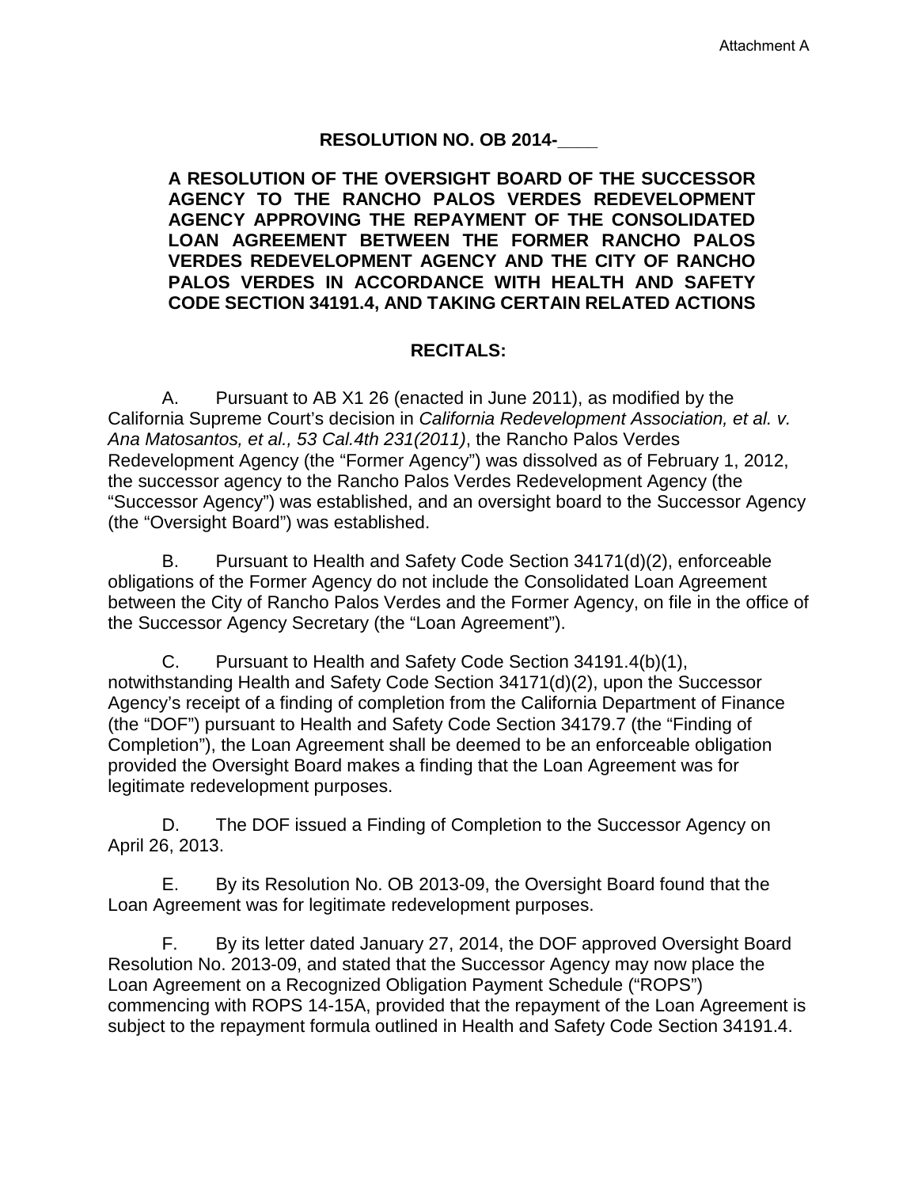Attachment A

**RESOLUTION NO. OB 2014-____**

**A RESOLUTION OF THE OVERSIGHT BOARD OF THE SUCCESSOR AGENCY TO THE RANCHO PALOS VERDES REDEVELOPMENT AGENCY APPROVING THE REPAYMENT OF THE CONSOLIDATED LOAN AGREEMENT BETWEEN THE FORMER RANCHO PALOS VERDES REDEVELOPMENT AGENCY AND THE CITY OF RANCHO PALOS VERDES IN ACCORDANCE WITH HEALTH AND SAFETY CODE SECTION 34191.4, AND TAKING CERTAIN RELATED ACTIONS**

**RECITALS:**

A. Pursuant to AB X1 26 (enacted in June 2011), as modified by the California Supreme Court's decision in *California Redevelopment Association, et al. v. Ana Matosantos, et al., 53 Cal.4th 231(2011)*, the Rancho Palos Verdes Redevelopment Agency (the "Former Agency") was dissolved as of February 1, 2012, the successor agency to the Rancho Palos Verdes Redevelopment Agency (the "Successor Agency") was established, and an oversight board to the Successor Agency (the "Oversight Board") was established.

B. Pursuant to Health and Safety Code Section 34171(d)(2), enforceable obligations of the Former Agency do not include the Consolidated Loan Agreement between the City of Rancho Palos Verdes and the Former Agency, on file in the office of the Successor Agency Secretary (the "Loan Agreement").

C. Pursuant to Health and Safety Code Section 34191.4(b)(1), notwithstanding Health and Safety Code Section 34171(d)(2), upon the Successor Agency's receipt of a finding of completion from the California Department of Finance (the "DOF") pursuant to Health and Safety Code Section 34179.7 (the "Finding of Completion"), the Loan Agreement shall be deemed to be an enforceable obligation provided the Oversight Board makes a finding that the Loan Agreement was for legitimate redevelopment purposes.

D. The DOF issued a Finding of Completion to the Successor Agency on April 26, 2013.

E. By its Resolution No. OB 2013-09, the Oversight Board found that the Loan Agreement was for legitimate redevelopment purposes.

F. By its letter dated January 27, 2014, the DOF approved Oversight Board Resolution No. 2013-09, and stated that the Successor Agency may now place the Loan Agreement on a Recognized Obligation Payment Schedule ("ROPS") commencing with ROPS 14-15A, provided that the repayment of the Loan Agreement is subject to the repayment formula outlined in Health and Safety Code Section 34191.4.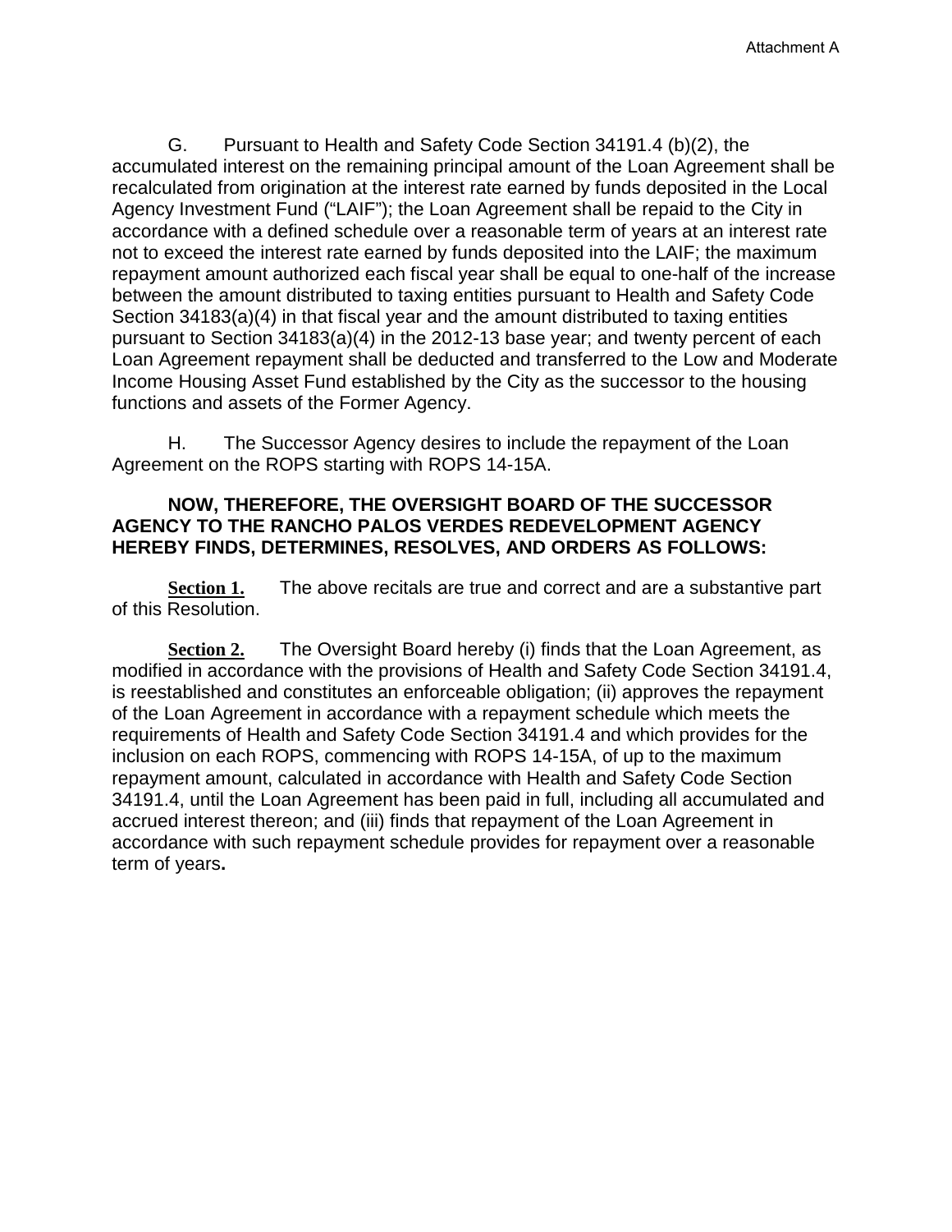G. Pursuant to Health and Safety Code Section 34191.4 (b)(2), the accumulated interest on the remaining principal amount of the Loan Agreement shall be recalculated from origination at the interest rate earned by funds deposited in the Local Agency Investment Fund ("LAIF"); the Loan Agreement shall be repaid to the City in accordance with a defined schedule over a reasonable term of years at an interest rate not to exceed the interest rate earned by funds deposited into the LAIF; the maximum repayment amount authorized each fiscal year shall be equal to one-half of the increase between the amount distributed to taxing entities pursuant to Health and Safety Code Section 34183(a)(4) in that fiscal year and the amount distributed to taxing entities pursuant to Section 34183(a)(4) in the 2012-13 base year; and twenty percent of each Loan Agreement repayment shall be deducted and transferred to the Low and Moderate Income Housing Asset Fund established by the City as the successor to the housing functions and assets of the Former Agency.

H. The Successor Agency desires to include the repayment of the Loan Agreement on the ROPS starting with ROPS 14-15A.

**NOW, THEREFORE, THE OVERSIGHT BOARD OF THE SUCCESSOR AGENCY TO THE RANCHO PALOS VERDES REDEVELOPMENT AGENCY HEREBY FINDS, DETERMINES, RESOLVES, AND ORDERS AS FOLLOWS:**

**Section 1.** The above recitals are true and correct and are a substantive part of this Resolution.

**Section 2.** The Oversight Board hereby (i) finds that the Loan Agreement, as modified in accordance with the provisions of Health and Safety Code Section 34191.4, is reestablished and constitutes an enforceable obligation; (ii) approves the repayment of the Loan Agreement in accordance with a repayment schedule which meets the requirements of Health and Safety Code Section 34191.4 and which provides for the inclusion on each ROPS, commencing with ROPS 14-15A, of up to the maximum repayment amount, calculated in accordance with Health and Safety Code Section 34191.4, until the Loan Agreement has been paid in full, including all accumulated and accrued interest thereon; and (iii) finds that repayment of the Loan Agreement in accordance with such repayment schedule provides for repayment over a reasonable term of years.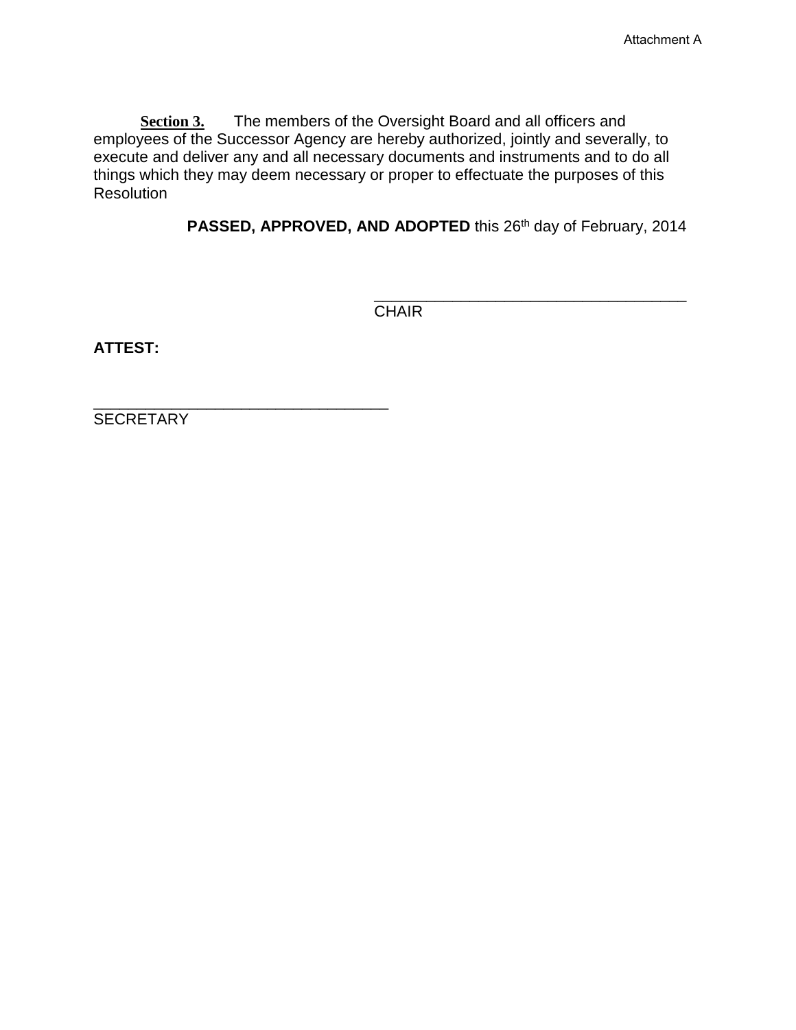Attachment A

**Section 3.** The members of the Oversight Board and all officers and employees of the Successor Agency are hereby authorized, jointly and severally, to execute and deliver any and all necessary documents and instruments and to do all things which they may deem necessary or proper to effectuate the purposes of this Resolution

**PASSED, APPROVED, AND ADOPTED** this 26th day of February, 2014

\_\_\_\_\_\_\_\_\_\_\_\_\_\_\_\_\_\_\_\_\_\_\_\_\_\_\_\_\_\_\_\_\_\_\_\_
CHAIR

**ATTEST:**

\_\_\_\_\_\_\_\_\_\_\_\_\_\_\_\_\_\_\_\_\_\_\_\_\_\_\_\_\_\_\_\_\_\_\_\_
SECRETARY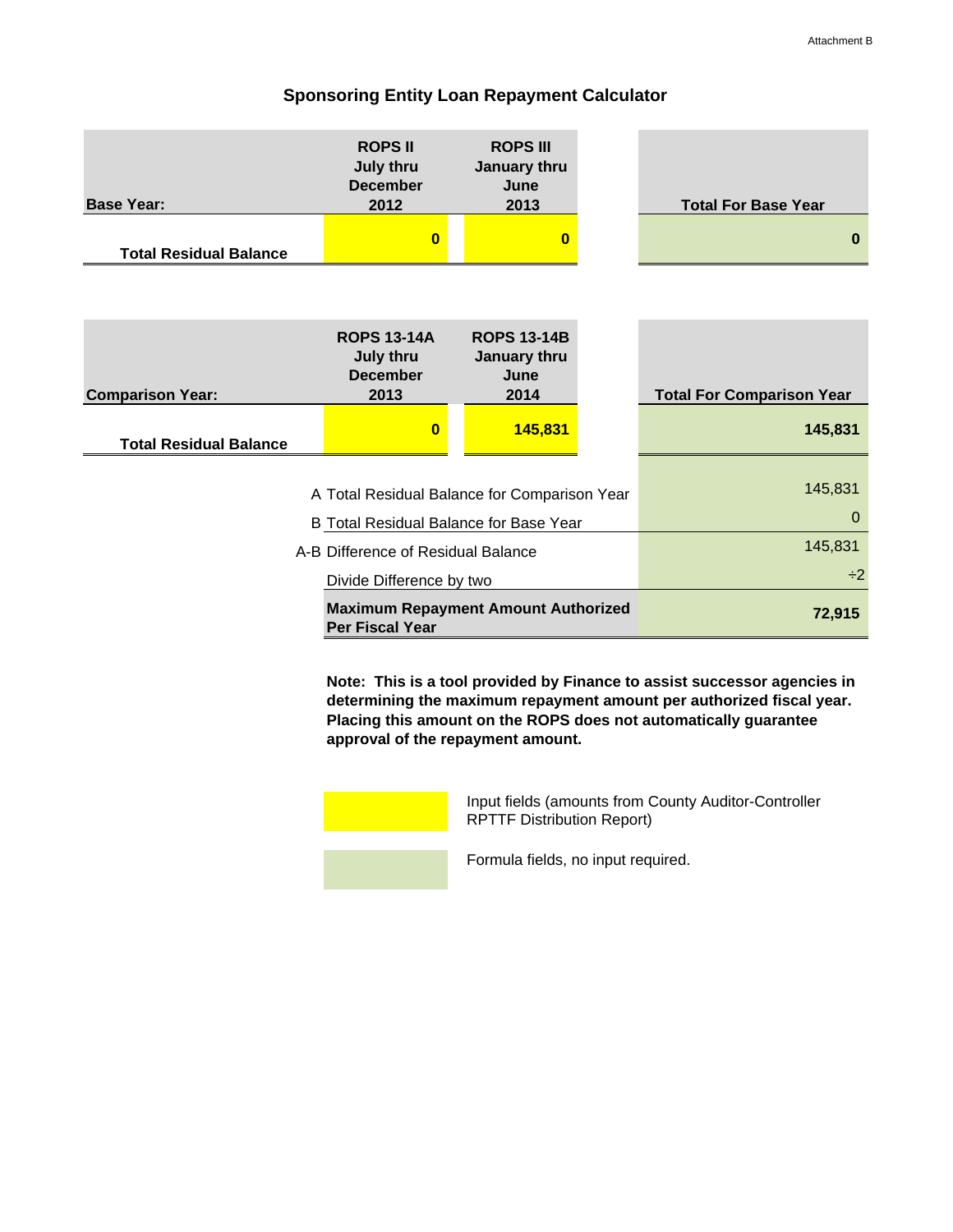Attachment B

## Sponsoring Entity Loan Repayment Calculator

| Base Year: | ROPS II July thru December 2012 | ROPS III January thru June 2013 | Total For Base Year |
|---|---|---|---|
| Total Residual Balance | 0 | 0 | 0 |

| Comparison Year: | ROPS 13-14A July thru December 2013 | ROPS 13-14B January thru June 2014 | Total For Comparison Year |
|---|---|---|---|
| Total Residual Balance | 0 | 145,831 | 145,831 |

| | | |
|---|---|---|
| A | Total Residual Balance for Comparison Year | 145,831 |
| B | Total Residual Balance for Base Year | 0 |
| A-B | Difference of Residual Balance | 145,831 |
| | Divide Difference by two | ÷2 |
| | **Maximum Repayment Amount Authorized Per Fiscal Year** | **72,915** |

**Note: This is a tool provided by Finance to assist successor agencies in determining the maximum repayment amount per authorized fiscal year. Placing this amount on the ROPS does not automatically guarantee approval of the repayment amount.**

Input fields (amounts from County Auditor-Controller RPTTF Distribution Report)

Formula fields, no input required.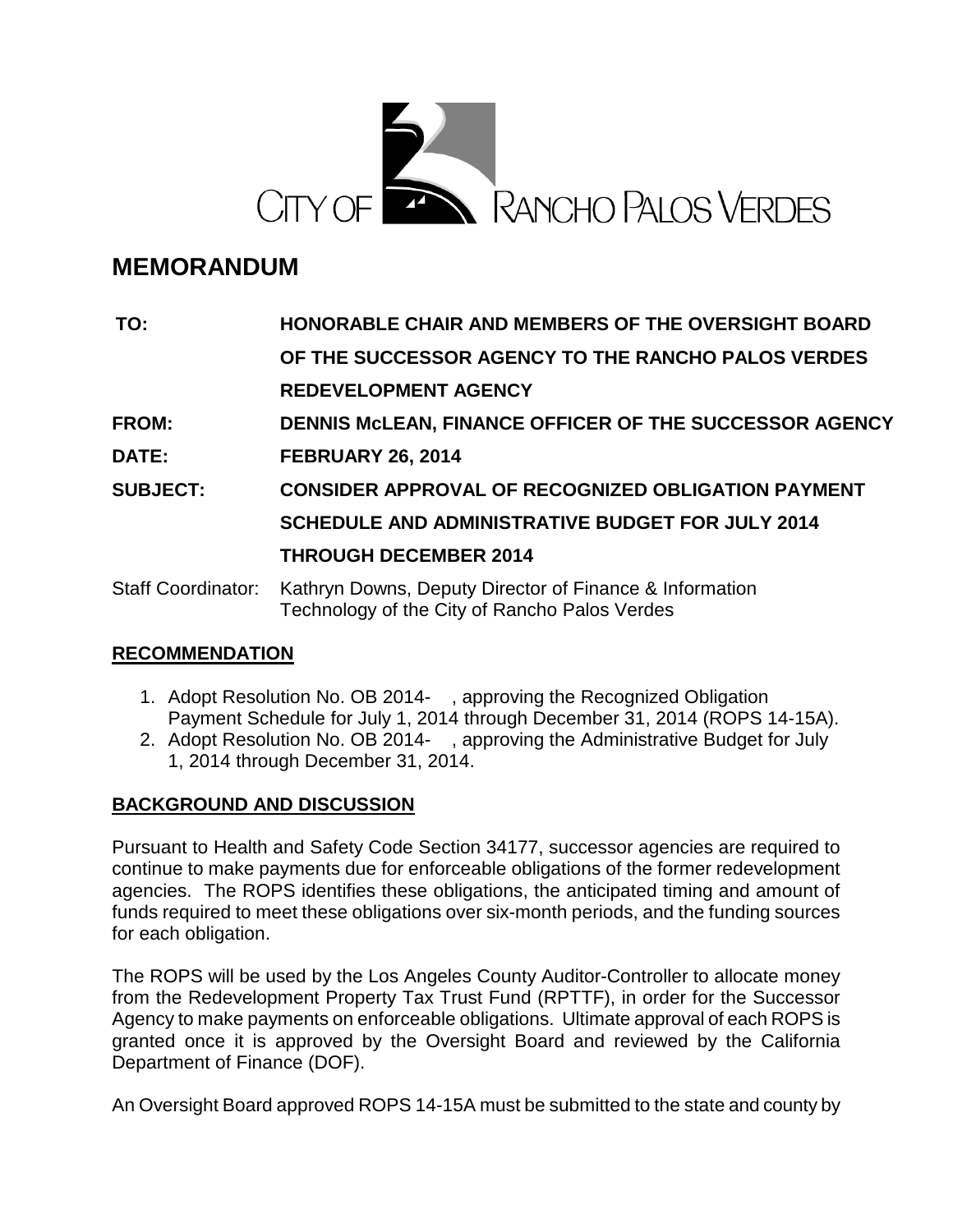CITY OF RANCHO PALOS VERDES

# MEMORANDUM

**TO:** **HONORABLE CHAIR AND MEMBERS OF THE OVERSIGHT BOARD OF THE SUCCESSOR AGENCY TO THE RANCHO PALOS VERDES REDEVELOPMENT AGENCY**

**FROM:** **DENNIS McLEAN, FINANCE OFFICER OF THE SUCCESSOR AGENCY**

**DATE:** **FEBRUARY 26, 2014**

**SUBJECT:** **CONSIDER APPROVAL OF RECOGNIZED OBLIGATION PAYMENT SCHEDULE AND ADMINISTRATIVE BUDGET FOR JULY 2014 THROUGH DECEMBER 2014**

Staff Coordinator: Kathryn Downs, Deputy Director of Finance & Information Technology of the City of Rancho Palos Verdes

## RECOMMENDATION

1. Adopt Resolution No. OB 2014-   , approving the Recognized Obligation Payment Schedule for July 1, 2014 through December 31, 2014 (ROPS 14-15A).
2. Adopt Resolution No. OB 2014-   , approving the Administrative Budget for July 1, 2014 through December 31, 2014.

## BACKGROUND AND DISCUSSION

Pursuant to Health and Safety Code Section 34177, successor agencies are required to continue to make payments due for enforceable obligations of the former redevelopment agencies. The ROPS identifies these obligations, the anticipated timing and amount of funds required to meet these obligations over six-month periods, and the funding sources for each obligation.

The ROPS will be used by the Los Angeles County Auditor-Controller to allocate money from the Redevelopment Property Tax Trust Fund (RPTTF), in order for the Successor Agency to make payments on enforceable obligations. Ultimate approval of each ROPS is granted once it is approved by the Oversight Board and reviewed by the California Department of Finance (DOF).

An Oversight Board approved ROPS 14-15A must be submitted to the state and county by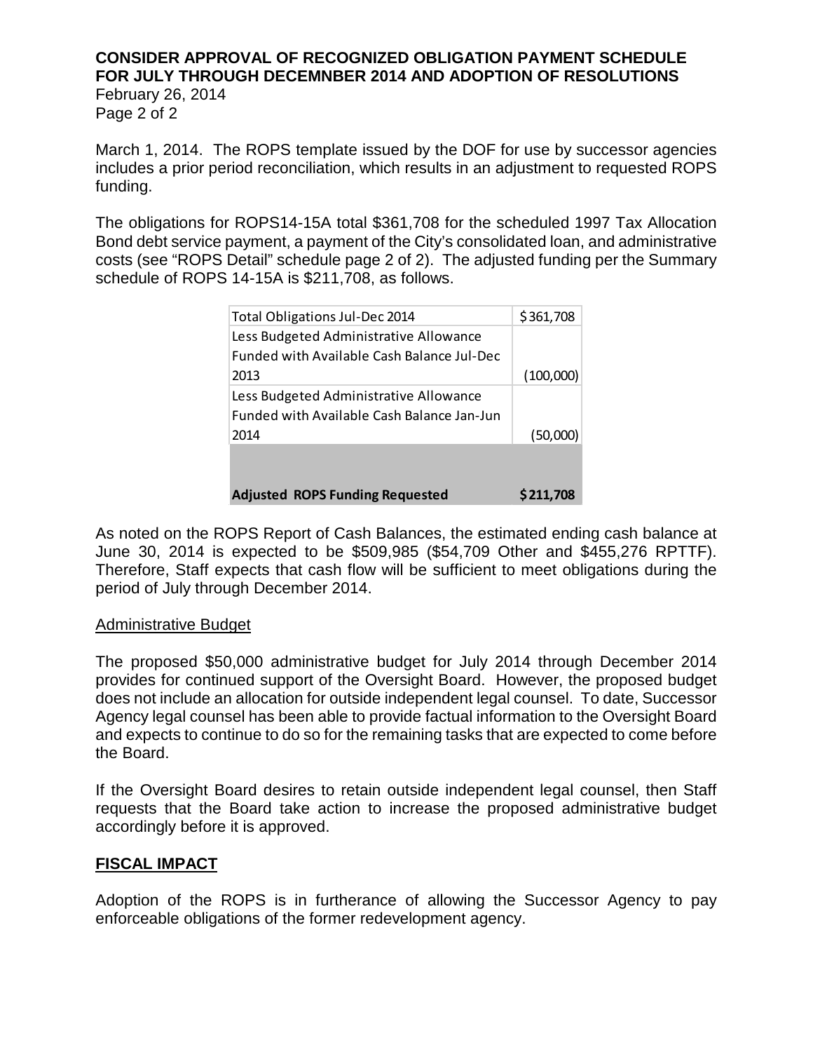March 1, 2014. The ROPS template issued by the DOF for use by successor agencies includes a prior period reconciliation, which results in an adjustment to requested ROPS funding.

The obligations for ROPS14-15A total $361,708 for the scheduled 1997 Tax Allocation Bond debt service payment, a payment of the City's consolidated loan, and administrative costs (see "ROPS Detail" schedule page 2 of 2). The adjusted funding per the Summary schedule of ROPS 14-15A is $211,708, as follows.

| | |
|---|---|
| Total Obligations Jul-Dec 2014 | $361,708 |
| Less Budgeted Administrative Allowance Funded with Available Cash Balance Jul-Dec 2013 | (100,000) |
| Less Budgeted Administrative Allowance Funded with Available Cash Balance Jan-Jun 2014 | (50,000) |
| **Adjusted ROPS Funding Requested** | **$211,708** |

As noted on the ROPS Report of Cash Balances, the estimated ending cash balance at June 30, 2014 is expected to be $509,985 ($54,709 Other and $455,276 RPTTF). Therefore, Staff expects that cash flow will be sufficient to meet obligations during the period of July through December 2014.

## Administrative Budget

The proposed $50,000 administrative budget for July 2014 through December 2014 provides for continued support of the Oversight Board. However, the proposed budget does not include an allocation for outside independent legal counsel. To date, Successor Agency legal counsel has been able to provide factual information to the Oversight Board and expects to continue to do so for the remaining tasks that are expected to come before the Board.

If the Oversight Board desires to retain outside independent legal counsel, then Staff requests that the Board take action to increase the proposed administrative budget accordingly before it is approved.

## FISCAL IMPACT

Adoption of the ROPS is in furtherance of allowing the Successor Agency to pay enforceable obligations of the former redevelopment agency.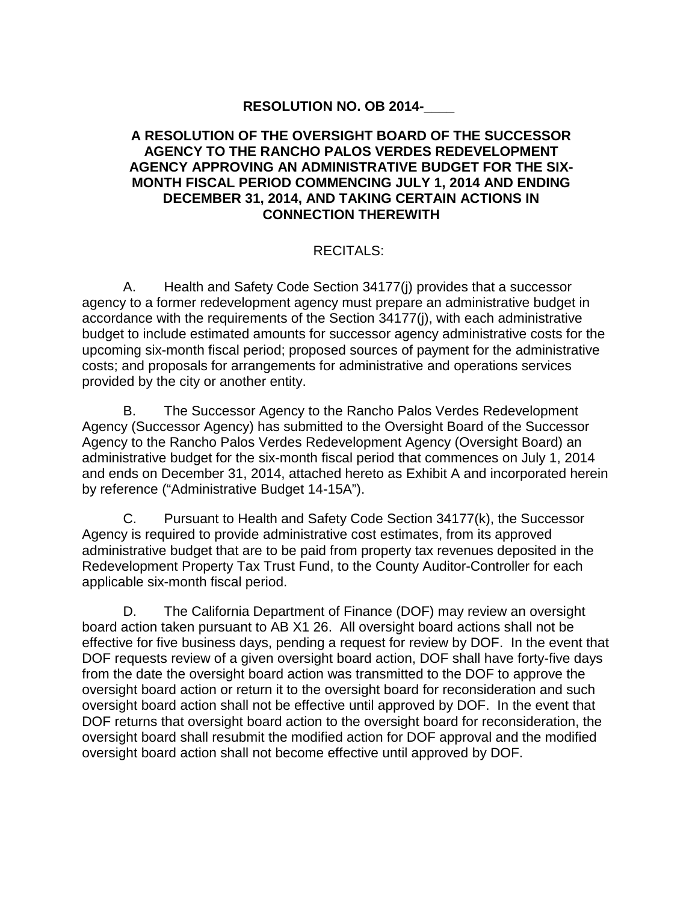**RESOLUTION NO. OB 2014-\_\_\_\_**

**A RESOLUTION OF THE OVERSIGHT BOARD OF THE SUCCESSOR AGENCY TO THE RANCHO PALOS VERDES REDEVELOPMENT AGENCY APPROVING AN ADMINISTRATIVE BUDGET FOR THE SIX-MONTH FISCAL PERIOD COMMENCING JULY 1, 2014 AND ENDING DECEMBER 31, 2014, AND TAKING CERTAIN ACTIONS IN CONNECTION THEREWITH**

RECITALS:

A. Health and Safety Code Section 34177(j) provides that a successor agency to a former redevelopment agency must prepare an administrative budget in accordance with the requirements of the Section 34177(j), with each administrative budget to include estimated amounts for successor agency administrative costs for the upcoming six-month fiscal period; proposed sources of payment for the administrative costs; and proposals for arrangements for administrative and operations services provided by the city or another entity.

B. The Successor Agency to the Rancho Palos Verdes Redevelopment Agency (Successor Agency) has submitted to the Oversight Board of the Successor Agency to the Rancho Palos Verdes Redevelopment Agency (Oversight Board) an administrative budget for the six-month fiscal period that commences on July 1, 2014 and ends on December 31, 2014, attached hereto as Exhibit A and incorporated herein by reference ("Administrative Budget 14-15A").

C. Pursuant to Health and Safety Code Section 34177(k), the Successor Agency is required to provide administrative cost estimates, from its approved administrative budget that are to be paid from property tax revenues deposited in the Redevelopment Property Tax Trust Fund, to the County Auditor-Controller for each applicable six-month fiscal period.

D. The California Department of Finance (DOF) may review an oversight board action taken pursuant to AB X1 26. All oversight board actions shall not be effective for five business days, pending a request for review by DOF. In the event that DOF requests review of a given oversight board action, DOF shall have forty-five days from the date the oversight board action was transmitted to the DOF to approve the oversight board action or return it to the oversight board for reconsideration and such oversight board action shall not be effective until approved by DOF. In the event that DOF returns that oversight board action to the oversight board for reconsideration, the oversight board shall resubmit the modified action for DOF approval and the modified oversight board action shall not become effective until approved by DOF.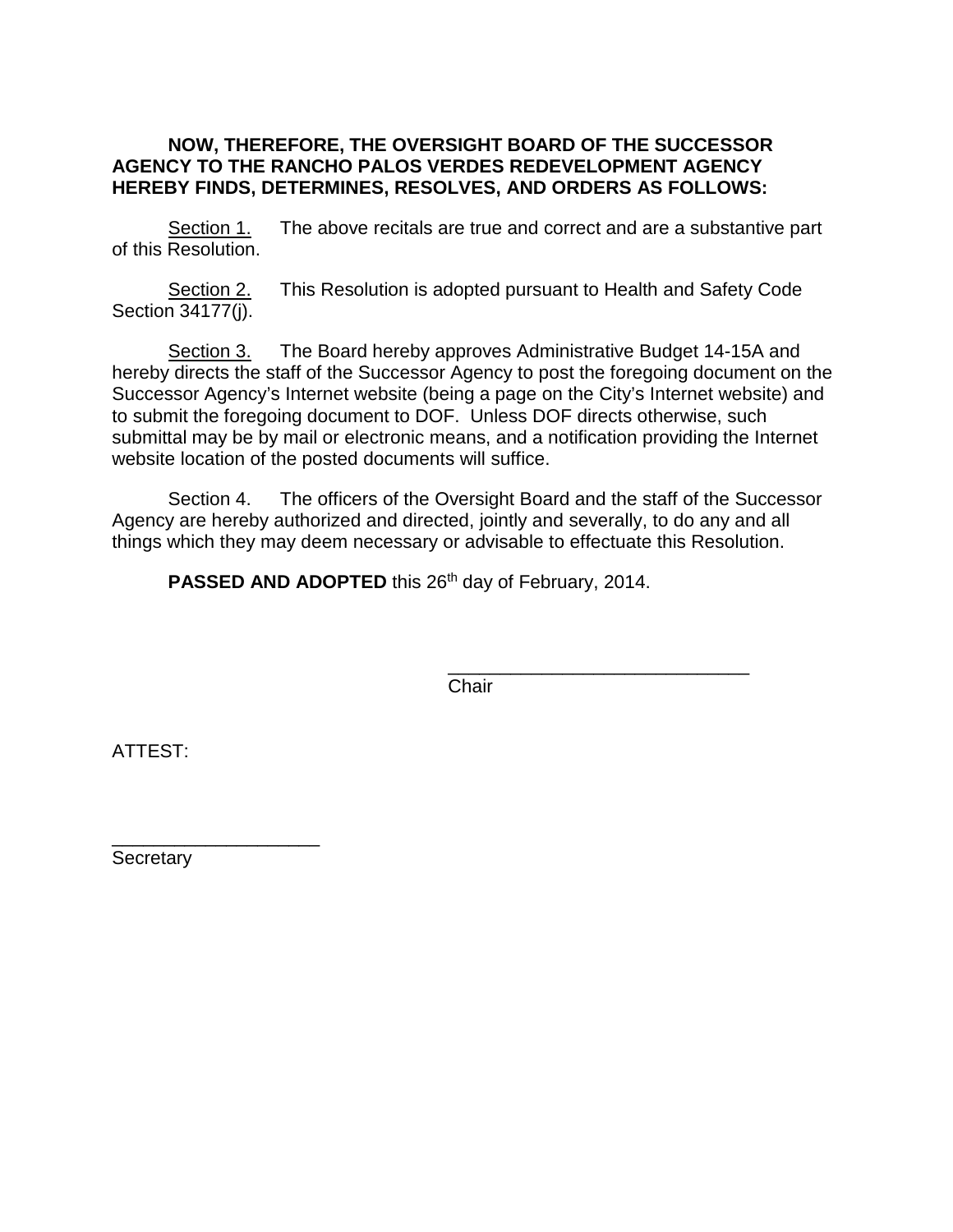**NOW, THEREFORE, THE OVERSIGHT BOARD OF THE SUCCESSOR AGENCY TO THE RANCHO PALOS VERDES REDEVELOPMENT AGENCY HEREBY FINDS, DETERMINES, RESOLVES, AND ORDERS AS FOLLOWS:**

Section 1. The above recitals are true and correct and are a substantive part of this Resolution.

Section 2. This Resolution is adopted pursuant to Health and Safety Code Section 34177(j).

Section 3. The Board hereby approves Administrative Budget 14-15A and hereby directs the staff of the Successor Agency to post the foregoing document on the Successor Agency's Internet website (being a page on the City's Internet website) and to submit the foregoing document to DOF. Unless DOF directs otherwise, such submittal may be by mail or electronic means, and a notification providing the Internet website location of the posted documents will suffice.

Section 4. The officers of the Oversight Board and the staff of the Successor Agency are hereby authorized and directed, jointly and severally, to do any and all things which they may deem necessary or advisable to effectuate this Resolution.

**PASSED AND ADOPTED** this 26th day of February, 2014.

______________________________
Chair

ATTEST:

____________________
Secretary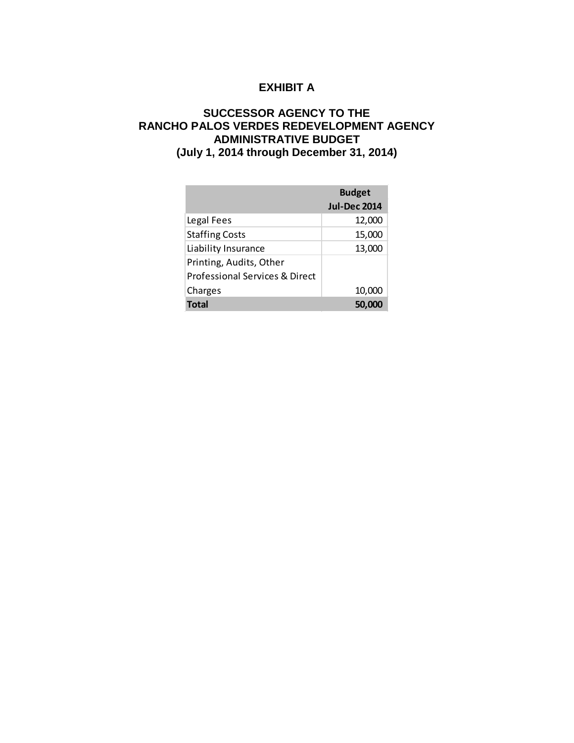# EXHIBIT A

## SUCCESSOR AGENCY TO THE RANCHO PALOS VERDES REDEVELOPMENT AGENCY ADMINISTRATIVE BUDGET (July 1, 2014 through December 31, 2014)

| | Budget Jul-Dec 2014 |
|---|---|
| Legal Fees | 12,000 |
| Staffing Costs | 15,000 |
| Liability Insurance | 13,000 |
| Printing, Audits, Other Professional Services & Direct Charges | 10,000 |
| **Total** | **50,000** |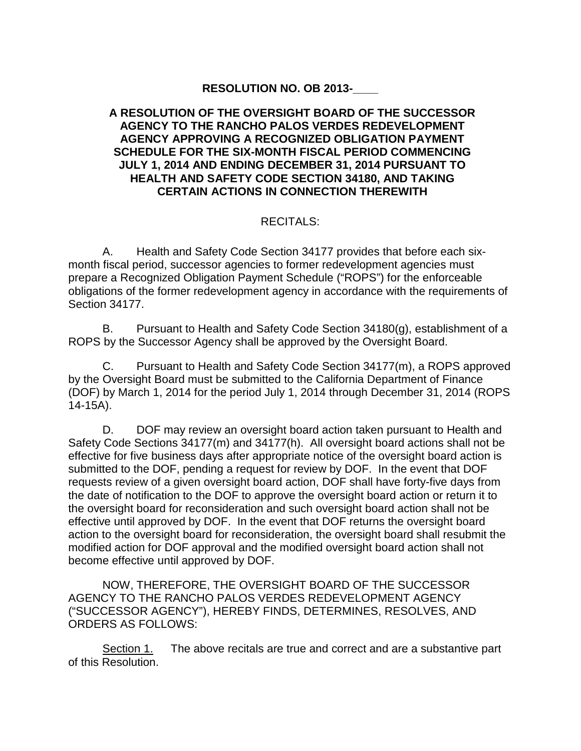**RESOLUTION NO. OB 2013-____**

**A RESOLUTION OF THE OVERSIGHT BOARD OF THE SUCCESSOR AGENCY TO THE RANCHO PALOS VERDES REDEVELOPMENT AGENCY APPROVING A RECOGNIZED OBLIGATION PAYMENT SCHEDULE FOR THE SIX-MONTH FISCAL PERIOD COMMENCING JULY 1, 2014 AND ENDING DECEMBER 31, 2014 PURSUANT TO HEALTH AND SAFETY CODE SECTION 34180, AND TAKING CERTAIN ACTIONS IN CONNECTION THEREWITH**

RECITALS:

A. Health and Safety Code Section 34177 provides that before each six-month fiscal period, successor agencies to former redevelopment agencies must prepare a Recognized Obligation Payment Schedule ("ROPS") for the enforceable obligations of the former redevelopment agency in accordance with the requirements of Section 34177.

B. Pursuant to Health and Safety Code Section 34180(g), establishment of a ROPS by the Successor Agency shall be approved by the Oversight Board.

C. Pursuant to Health and Safety Code Section 34177(m), a ROPS approved by the Oversight Board must be submitted to the California Department of Finance (DOF) by March 1, 2014 for the period July 1, 2014 through December 31, 2014 (ROPS 14-15A).

D. DOF may review an oversight board action taken pursuant to Health and Safety Code Sections 34177(m) and 34177(h). All oversight board actions shall not be effective for five business days after appropriate notice of the oversight board action is submitted to the DOF, pending a request for review by DOF. In the event that DOF requests review of a given oversight board action, DOF shall have forty-five days from the date of notification to the DOF to approve the oversight board action or return it to the oversight board for reconsideration and such oversight board action shall not be effective until approved by DOF. In the event that DOF returns the oversight board action to the oversight board for reconsideration, the oversight board shall resubmit the modified action for DOF approval and the modified oversight board action shall not become effective until approved by DOF.

NOW, THEREFORE, THE OVERSIGHT BOARD OF THE SUCCESSOR AGENCY TO THE RANCHO PALOS VERDES REDEVELOPMENT AGENCY ("SUCCESSOR AGENCY"), HEREBY FINDS, DETERMINES, RESOLVES, AND ORDERS AS FOLLOWS:

Section 1. The above recitals are true and correct and are a substantive part of this Resolution.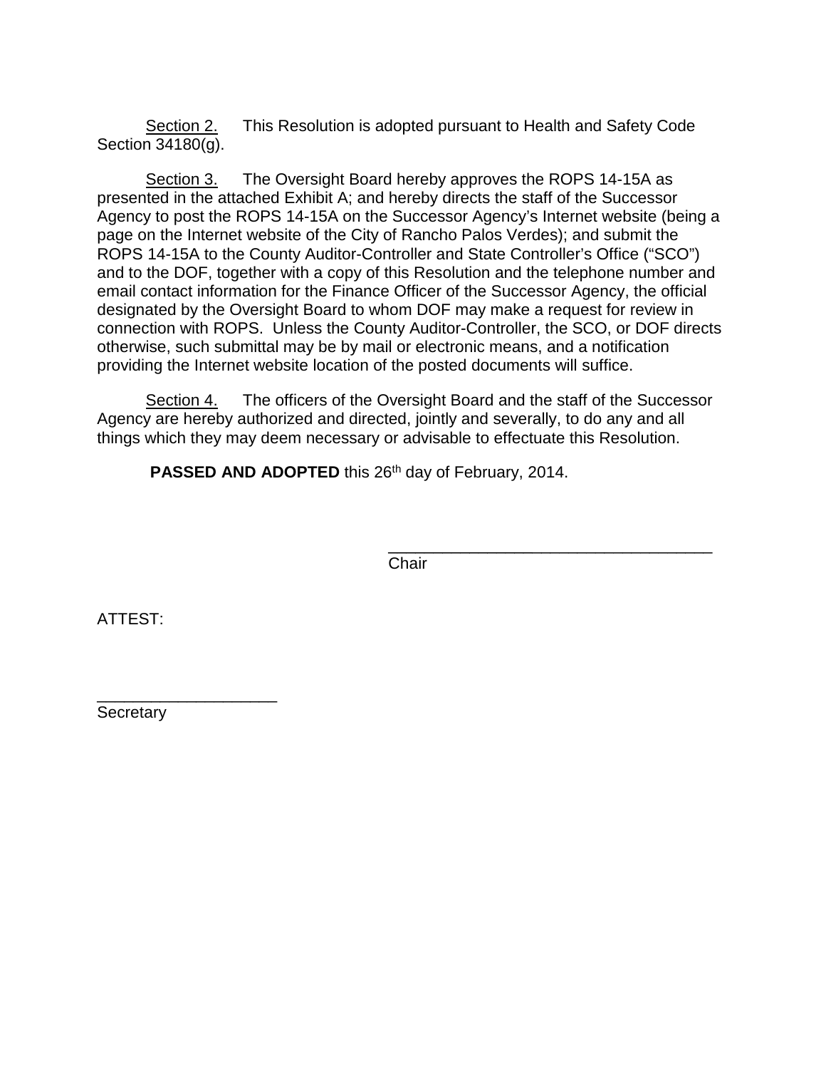Section 2. This Resolution is adopted pursuant to Health and Safety Code Section 34180(g).

Section 3. The Oversight Board hereby approves the ROPS 14-15A as presented in the attached Exhibit A; and hereby directs the staff of the Successor Agency to post the ROPS 14-15A on the Successor Agency's Internet website (being a page on the Internet website of the City of Rancho Palos Verdes); and submit the ROPS 14-15A to the County Auditor-Controller and State Controller's Office ("SCO") and to the DOF, together with a copy of this Resolution and the telephone number and email contact information for the Finance Officer of the Successor Agency, the official designated by the Oversight Board to whom DOF may make a request for review in connection with ROPS. Unless the County Auditor-Controller, the SCO, or DOF directs otherwise, such submittal may be by mail or electronic means, and a notification providing the Internet website location of the posted documents will suffice.

Section 4. The officers of the Oversight Board and the staff of the Successor Agency are hereby authorized and directed, jointly and severally, to do any and all things which they may deem necessary or advisable to effectuate this Resolution.

**PASSED AND ADOPTED** this 26th day of February, 2014.

___________________________________
Chair

ATTEST:

____________________
Secretary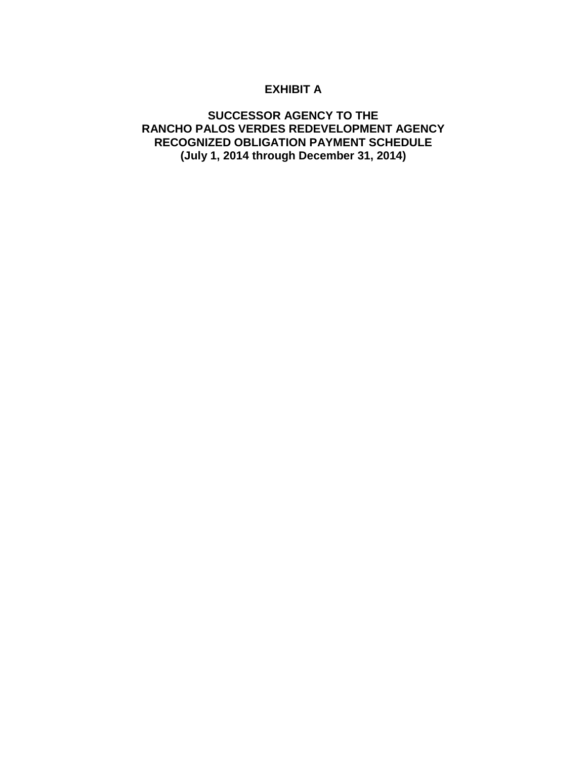# EXHIBIT A

## SUCCESSOR AGENCY TO THE RANCHO PALOS VERDES REDEVELOPMENT AGENCY RECOGNIZED OBLIGATION PAYMENT SCHEDULE (July 1, 2014 through December 31, 2014)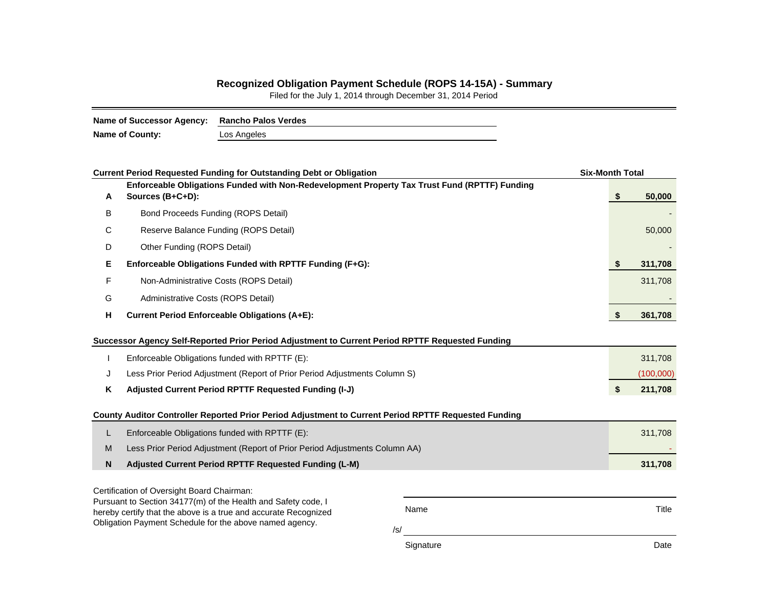# Recognized Obligation Payment Schedule (ROPS 14-15A) - Summary

Filed for the July 1, 2014 through December 31, 2014 Period

**Name of Successor Agency:** **Rancho Palos Verdes**

**Name of County:** Los Angeles

| | **Current Period Requested Funding for Outstanding Debt or Obligation** | **Six-Month Total** |
|---|---|---|
| **A** | **Enforceable Obligations Funded with Non-Redevelopment Property Tax Trust Fund (RPTTF) Funding Sources (B+C+D):** | **$ 50,000** |
| B | Bond Proceeds Funding (ROPS Detail) | - |
| C | Reserve Balance Funding (ROPS Detail) | 50,000 |
| D | Other Funding (ROPS Detail) | - |
| **E** | **Enforceable Obligations Funded with RPTTF Funding (F+G):** | **$ 311,708** |
| F | Non-Administrative Costs (ROPS Detail) | 311,708 |
| G | Administrative Costs (ROPS Detail) | - |
| **H** | **Current Period Enforceable Obligations (A+E):** | **$ 361,708** |

| | **Successor Agency Self-Reported Prior Period Adjustment to Current Period RPTTF Requested Funding** | |
|---|---|---|
| I | Enforceable Obligations funded with RPTTF (E): | 311,708 |
| J | Less Prior Period Adjustment (Report of Prior Period Adjustments Column S) | (100,000) |
| **K** | **Adjusted Current Period RPTTF Requested Funding (I-J)** | **$ 211,708** |

| | **County Auditor Controller Reported Prior Period Adjustment to Current Period RPTTF Requested Funding** | |
|---|---|---|
| L | Enforceable Obligations funded with RPTTF (E): | 311,708 |
| M | Less Prior Period Adjustment (Report of Prior Period Adjustments Column AA) | - |
| **N** | **Adjusted Current Period RPTTF Requested Funding (L-M)** | **311,708** |

Certification of Oversight Board Chairman:
Pursuant to Section 34177(m) of the Health and Safety code, I hereby certify that the above is a true and accurate Recognized Obligation Payment Schedule for the above named agency.

Name \_\_\_\_\_\_\_\_\_\_\_\_\_\_\_\_\_\_\_\_ Title

/s/ \_\_\_\_\_\_\_\_\_\_\_\_\_\_\_\_\_\_\_\_

Signature \_\_\_\_\_\_\_\_\_\_\_\_\_\_\_\_\_\_\_\_ Date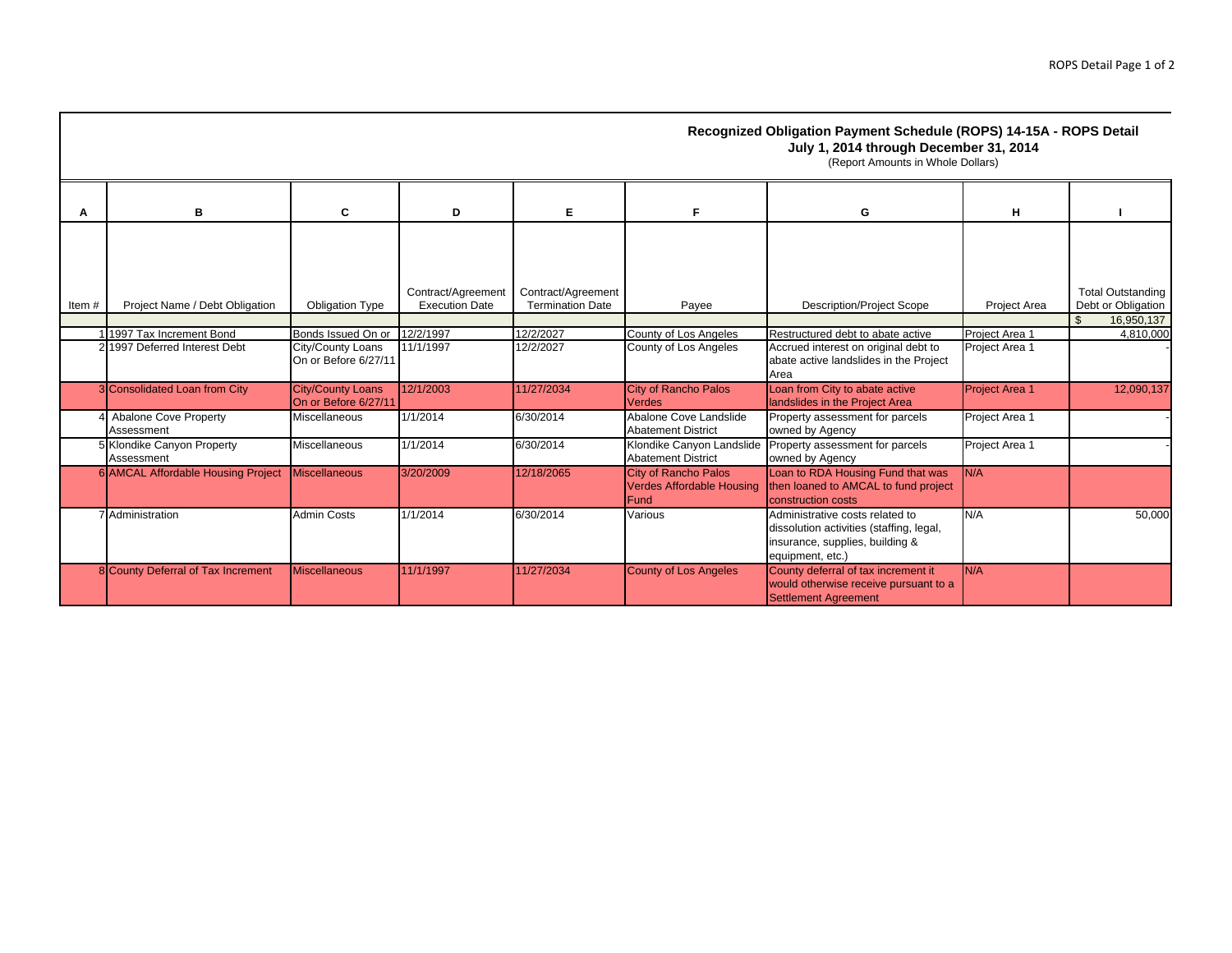# Recognized Obligation Payment Schedule (ROPS) 14-15A - ROPS Detail

**July 1, 2014 through December 31, 2014**

(Report Amounts in Whole Dollars)

| A | B | C | D | E | F | G | H | I |
|---|---|---|---|---|---|---|---|---|
| Item # | Project Name / Debt Obligation | Obligation Type | Contract/Agreement Execution Date | Contract/Agreement Termination Date | Payee | Description/Project Scope | Project Area | Total Outstanding Debt or Obligation |
| | | | | | | | | $ 16,950,137 |
| 1 | 1997 Tax Increment Bond | Bonds Issued On or | 12/2/1997 | 12/2/2027 | County of Los Angeles | Restructured debt to abate active | Project Area 1 | 4,810,000 |
| 2 | 1997 Deferred Interest Debt | City/County Loans On or Before 6/27/11 | 11/1/1997 | 12/2/2027 | County of Los Angeles | Accrued interest on original debt to abate active landslides in the Project Area | Project Area 1 | - |
| 3 | Consolidated Loan from City | City/County Loans On or Before 6/27/11 | 12/1/2003 | 11/27/2034 | City of Rancho Palos Verdes | Loan from City to abate active landslides in the Project Area | Project Area 1 | 12,090,137 |
| 4 | Abalone Cove Property Assessment | Miscellaneous | 1/1/2014 | 6/30/2014 | Abalone Cove Landslide Abatement District | Property assessment for parcels owned by Agency | Project Area 1 | - |
| 5 | Klondike Canyon Property Assessment | Miscellaneous | 1/1/2014 | 6/30/2014 | Klondike Canyon Landslide Abatement District | Property assessment for parcels owned by Agency | Project Area 1 | - |
| 6 | AMCAL Affordable Housing Project | Miscellaneous | 3/20/2009 | 12/18/2065 | City of Rancho Palos Verdes Affordable Housing Fund | Loan to RDA Housing Fund that was then loaned to AMCAL to fund project construction costs | N/A | |
| 7 | Administration | Admin Costs | 1/1/2014 | 6/30/2014 | Various | Administrative costs related to dissolution activities (staffing, legal, insurance, supplies, building & equipment, etc.) | N/A | 50,000 |
| 8 | County Deferral of Tax Increment | Miscellaneous | 11/1/1997 | 11/27/2034 | County of Los Angeles | County deferral of tax increment it would otherwise receive pursuant to a Settlement Agreement | N/A | |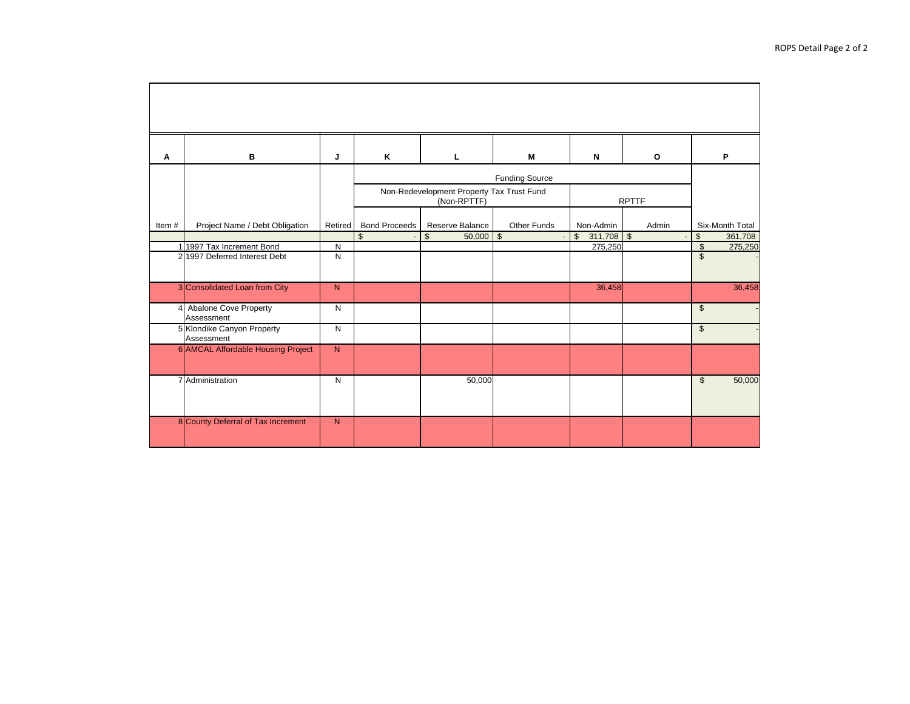| A | B | J | K | L | M | N | O | P |
|---|---|---|---|---|---|---|---|---|
| | | | Funding Source | | | | | |
| | | | Non-Redevelopment Property Tax Trust Fund (Non-RPTTF) | | | RPTTF | | |
| Item # | Project Name / Debt Obligation | Retired | Bond Proceeds | Reserve Balance | Other Funds | Non-Admin | Admin | Six-Month Total |
| | | | $ - | $ 50,000 | $ - | $ 311,708 | $ - | $ 361,708 |
| 1 | 1997 Tax Increment Bond | N | | | | 275,250 | | $ 275,250 |
| 2 | 1997 Deferred Interest Debt | N | | | | | | $ - |
| 3 | Consolidated Loan from City | N | | | | 36,458 | | 36,458 |
| 4 | Abalone Cove Property Assessment | N | | | | | | $ - |
| 5 | Klondike Canyon Property Assessment | N | | | | | | $ - |
| 6 | AMCAL Affordable Housing Project | N | | | | | | |
| 7 | Administration | N | | 50,000 | | | | $ 50,000 |
| 8 | County Deferral of Tax Increment | N | | | | | | |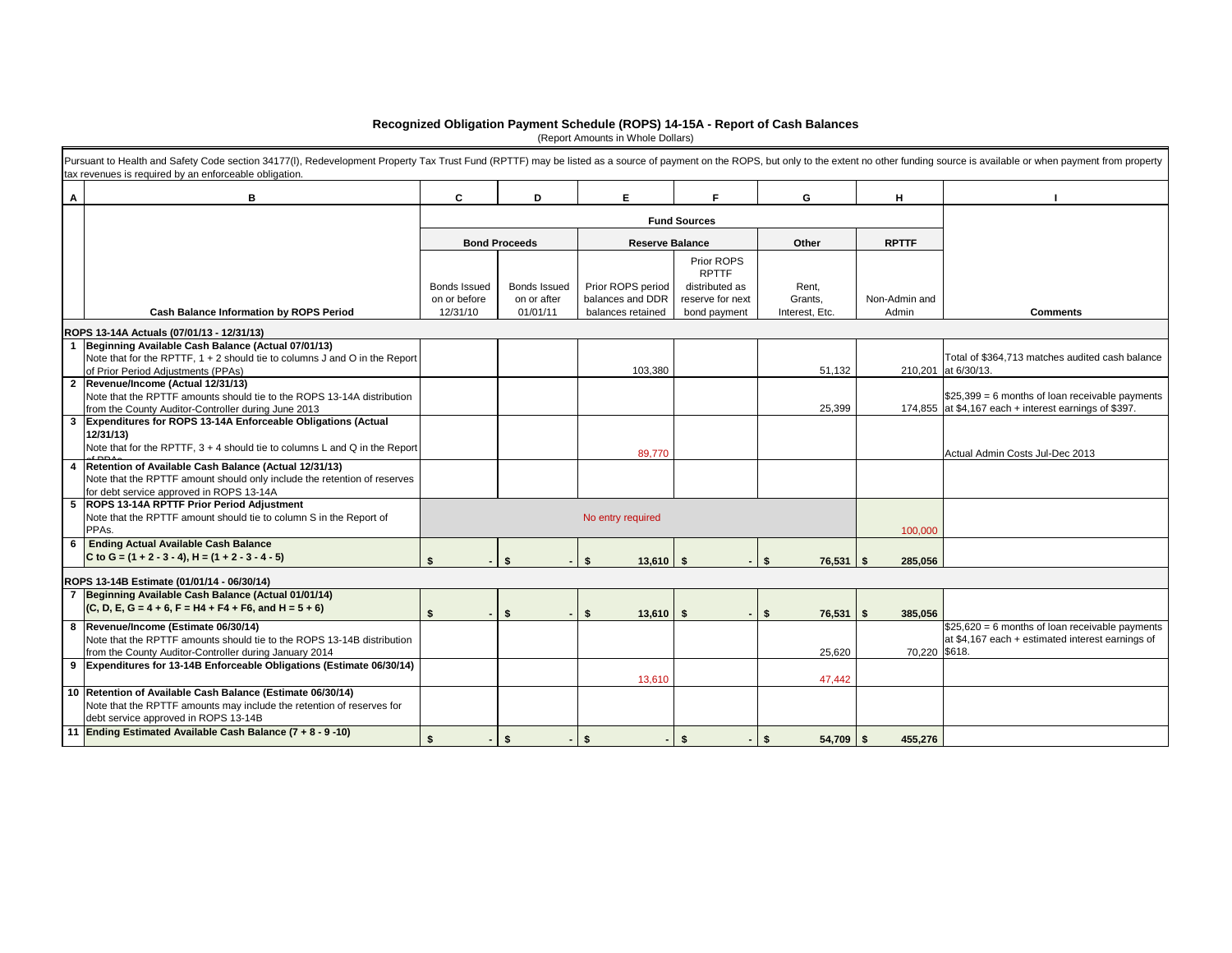# Recognized Obligation Payment Schedule (ROPS) 14-15A - Report of Cash Balances

(Report Amounts in Whole Dollars)

Pursuant to Health and Safety Code section 34177(l), Redevelopment Property Tax Trust Fund (RPTTF) may be listed as a source of payment on the ROPS, but only to the extent no other funding source is available or when payment from property tax revenues is required by an enforceable obligation.

| A | B | C | D | E | F | G | H | I |
|---|---|---|---|---|---|---|---|---|
| | | Fund Sources | | | | | | |
| | | Bond Proceeds | | Reserve Balance | | Other | RPTTF | |
| | Cash Balance Information by ROPS Period | Bonds Issued on or before 12/31/10 | Bonds Issued on or after 01/01/11 | Prior ROPS period balances and DDR balances retained | Prior ROPS RPTTF distributed as reserve for next bond payment | Rent, Grants, Interest, Etc. | Non-Admin and Admin | Comments |
| | **ROPS 13-14A Actuals (07/01/13 - 12/31/13)** | | | | | | | |
| 1 | **Beginning Available Cash Balance (Actual 07/01/13)** Note that for the RPTTF, 1 + 2 should tie to columns J and O in the Report of Prior Period Adjustments (PPAs) | | | 103,380 | | 51,132 | 210,201 | Total of $364,713 matches audited cash balance at 6/30/13. |
| 2 | **Revenue/Income (Actual 12/31/13)** Note that the RPTTF amounts should tie to the ROPS 13-14A distribution from the County Auditor-Controller during June 2013 | | | | | 25,399 | 174,855 | $25,399 = 6 months of loan receivable payments at $4,167 each + interest earnings of $397. |
| 3 | **Expenditures for ROPS 13-14A Enforceable Obligations (Actual 12/31/13)** Note that for the RPTTF, 3 + 4 should tie to columns L and Q in the Report of PPAs | | | 89,770 | | | | Actual Admin Costs Jul-Dec 2013 |
| 4 | **Retention of Available Cash Balance (Actual 12/31/13)** Note that the RPTTF amount should only include the retention of reserves for debt service approved in ROPS 13-14A | | | | | | | |
| 5 | **ROPS 13-14A RPTTF Prior Period Adjustment** Note that the RPTTF amount should tie to column S in the Report of PPAs. | No entry required | | | | | 100,000 | |
| 6 | **Ending Actual Available Cash Balance** **C to G = (1 + 2 - 3 - 4), H = (1 + 2 - 3 - 4 - 5)** | $ - | $ - | $ 13,610 | $ - | $ 76,531 | $ 285,056 | |
| | **ROPS 13-14B Estimate (01/01/14 - 06/30/14)** | | | | | | | |
| 7 | **Beginning Available Cash Balance (Actual 01/01/14)** **(C, D, E, G = 4 + 6, F = H4 + F4 + F6, and H = 5 + 6)** | $ - | $ - | $ 13,610 | $ - | $ 76,531 | $ 385,056 | |
| 8 | **Revenue/Income (Estimate 06/30/14)** Note that the RPTTF amounts should tie to the ROPS 13-14B distribution from the County Auditor-Controller during January 2014 | | | | | 25,620 | 70,220 | $25,620 = 6 months of loan receivable payments at $4,167 each + estimated interest earnings of $618. |
| 9 | **Expenditures for 13-14B Enforceable Obligations (Estimate 06/30/14)** | | | 13,610 | | 47,442 | | |
| 10 | **Retention of Available Cash Balance (Estimate 06/30/14)** Note that the RPTTF amounts may include the retention of reserves for debt service approved in ROPS 13-14B | | | | | | | |
| 11 | **Ending Estimated Available Cash Balance (7 + 8 - 9 -10)** | $ - | $ - | $ - | $ - | $ 54,709 | $ 455,276 | |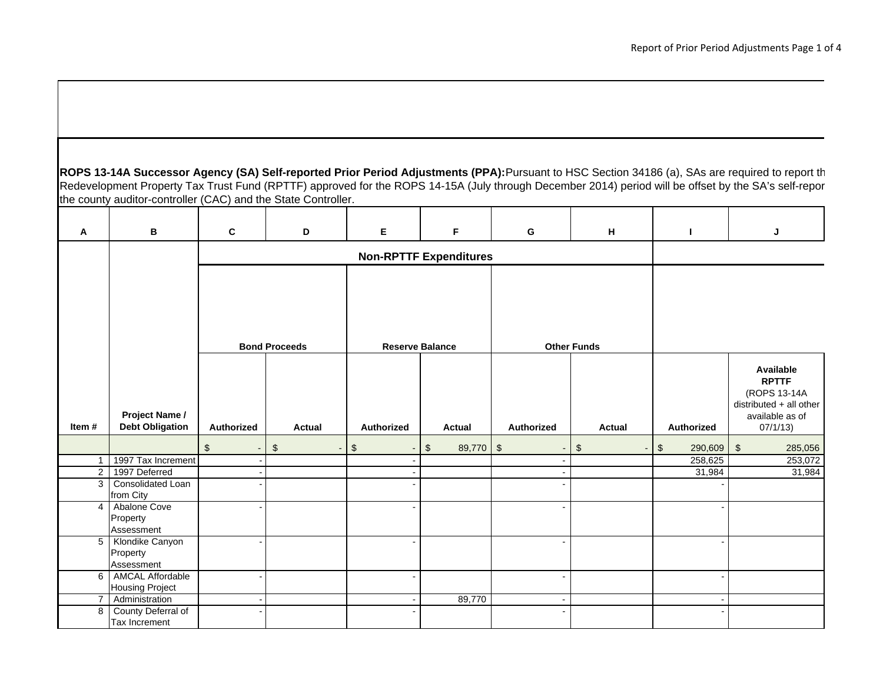**ROPS 13-14A Successor Agency (SA) Self-reported Prior Period Adjustments (PPA):** Pursuant to HSC Section 34186 (a), SAs are required to report th Redevelopment Property Tax Trust Fund (RPTTF) approved for the ROPS 14-15A (July through December 2014) period will be offset by the SA's self-repor the county auditor-controller (CAC) and the State Controller.

| A | B | C | D | E | F | G | H | I | J |
|---|---|---|---|---|---|---|---|---|---|
| | | Non-RPTTF Expenditures | | | | | | | |
| | | Bond Proceeds | | Reserve Balance | | Other Funds | | | |
| Item # | Project Name / Debt Obligation | Authorized | Actual | Authorized | Actual | Authorized | Actual | Authorized | Available RPTTF (ROPS 13-14A distributed + all other available as of 07/1/13) |
| | | $ - | $ - | $ - | $ 89,770 | $ - | $ - | $ 290,609 | $ 285,056 |
| 1 | 1997 Tax Increment | - | | - | | - | | 258,625 | 253,072 |
| 2 | 1997 Deferred | - | | - | | - | | 31,984 | 31,984 |
| 3 | Consolidated Loan from City | - | | - | | - | | - | |
| 4 | Abalone Cove Property Assessment | - | | - | | - | | - | |
| 5 | Klondike Canyon Property Assessment | - | | - | | - | | - | |
| 6 | AMCAL Affordable Housing Project | - | | - | | - | | - | |
| 7 | Administration | - | | - | 89,770 | - | | - | |
| 8 | County Deferral of Tax Increment | - | | - | | - | | - | |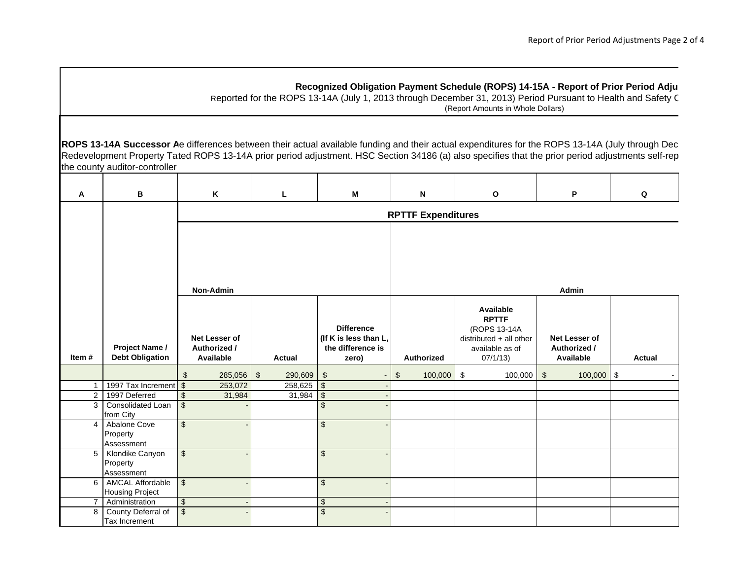**Recognized Obligation Payment Schedule (ROPS) 14-15A - Report of Prior Period Adju**

Reported for the ROPS 13-14A (July 1, 2013 through December 31, 2013) Period Pursuant to Health and Safety C

(Report Amounts in Whole Dollars)

**ROPS 13-14A Successor A**e differences between their actual available funding and their actual expenditures for the ROPS 13-14A (July through Dec Redevelopment Property Tated ROPS 13-14A prior period adjustment. HSC Section 34186 (a) also specifies that the prior period adjustments self-rep the county auditor-controller

| A | B | K | L | M | N | O | P | Q |
|---|---|---|---|---|---|---|---|---|
| | | RPTTF Expenditures | | | | | | |
| | | Non-Admin | | | Admin | | | |
| Item # | Project Name / Debt Obligation | Net Lesser of Authorized / Available | Actual | Difference (If K is less than L, the difference is zero) | Authorized | Available RPTTF (ROPS 13-14A distributed + all other available as of 07/1/13) | Net Lesser of Authorized / Available | Actual |
| | | $ 285,056 | $ 290,609 | $ - | $ 100,000 | $ 100,000 | $ 100,000 | $ - |
| 1 | 1997 Tax Increment | $ 253,072 | 258,625 | $ - | | | | |
| 2 | 1997 Deferred | $ 31,984 | 31,984 | $ - | | | | |
| 3 | Consolidated Loan from City | $ - | | $ - | | | | |
| 4 | Abalone Cove Property Assessment | $ - | | $ - | | | | |
| 5 | Klondike Canyon Property Assessment | $ - | | $ - | | | | |
| 6 | AMCAL Affordable Housing Project | $ - | | $ - | | | | |
| 7 | Administration | $ - | | $ - | | | | |
| 8 | County Deferral of Tax Increment | $ - | | $ - | | | | |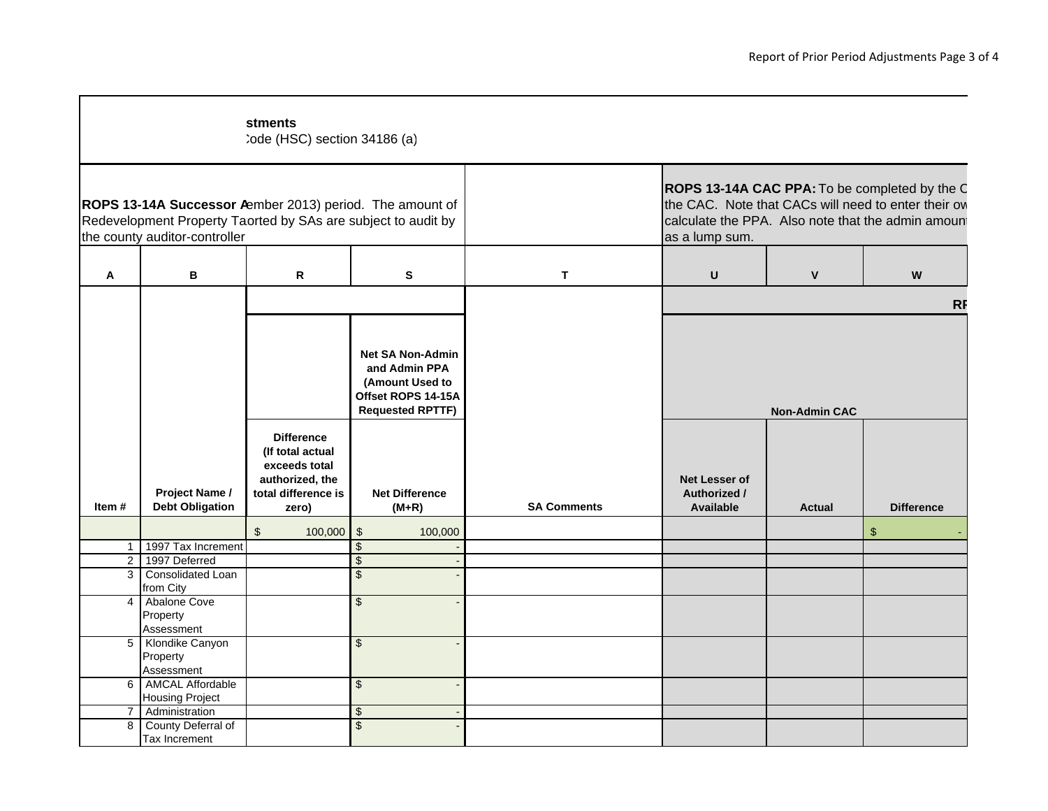**stments**

:ode (HSC) section 34186 (a)

**ROPS 13-14A Successor A**ember 2013) period. The amount of Redevelopment Property Taorted by SAs are subject to audit by the county auditor-controller

**ROPS 13-14A CAC PPA:** To be completed by the C the CAC. Note that CACs will need to enter their ow calculate the PPA. Also note that the admin amount as a lump sum.

| A | B | R | S | T | U | V | W |
|---|---|---|---|---|---|---|---|
| | | | | | RF | | |
| | | | Net SA Non-Admin and Admin PPA (Amount Used to Offset ROPS 14-15A Requested RPTTF) | | Non-Admin CAC | | |
| Item # | Project Name / Debt Obligation | Difference (If total actual exceeds total authorized, the total difference is zero) | Net Difference (M+R) | SA Comments | Net Lesser of Authorized / Available | Actual | Difference |
| | | $ 100,000 | $ 100,000 | | | | $ - |
| 1 | 1997 Tax Increment | | $ - | | | | |
| 2 | 1997 Deferred | | $ - | | | | |
| 3 | Consolidated Loan from City | | $ - | | | | |
| 4 | Abalone Cove Property Assessment | | $ - | | | | |
| 5 | Klondike Canyon Property Assessment | | $ - | | | | |
| 6 | AMCAL Affordable Housing Project | | $ - | | | | |
| 7 | Administration | | $ - | | | | |
| 8 | County Deferral of Tax Increment | | $ - | | | | |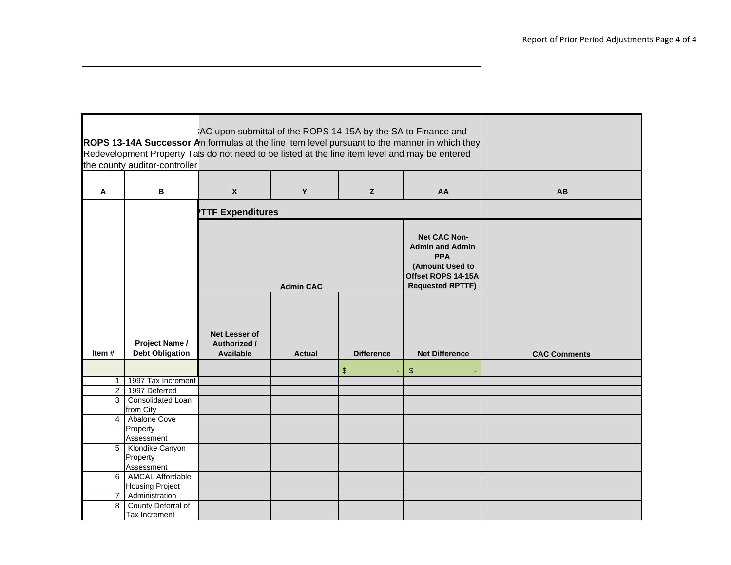**ROPS 13-14A Successor A**n formulas at the line item level pursuant to the manner in which they
Redevelopment Property Ta s do not need to be listed at the line item level and may be entered
the county auditor-controller

:AC upon submittal of the ROPS 14-15A by the SA to Finance and

| A | B | X | Y | Z | AA | AB |
|---|---|---|---|---|---|---|
| | | TTF Expenditures | | | | |
| | | Admin CAC | | | Net CAC Non-Admin and Admin PPA (Amount Used to Offset ROPS 14-15A Requested RPTTF) | |
| Item # | Project Name / Debt Obligation | Net Lesser of Authorized / Available | Actual | Difference | Net Difference | CAC Comments |
| | | | | $ - | $ - | |
| 1 | 1997 Tax Increment | | | | | |
| 2 | 1997 Deferred | | | | | |
| 3 | Consolidated Loan from City | | | | | |
| 4 | Abalone Cove Property Assessment | | | | | |
| 5 | Klondike Canyon Property Assessment | | | | | |
| 6 | AMCAL Affordable Housing Project | | | | | |
| 7 | Administration | | | | | |
| 8 | County Deferral of Tax Increment | | | | | |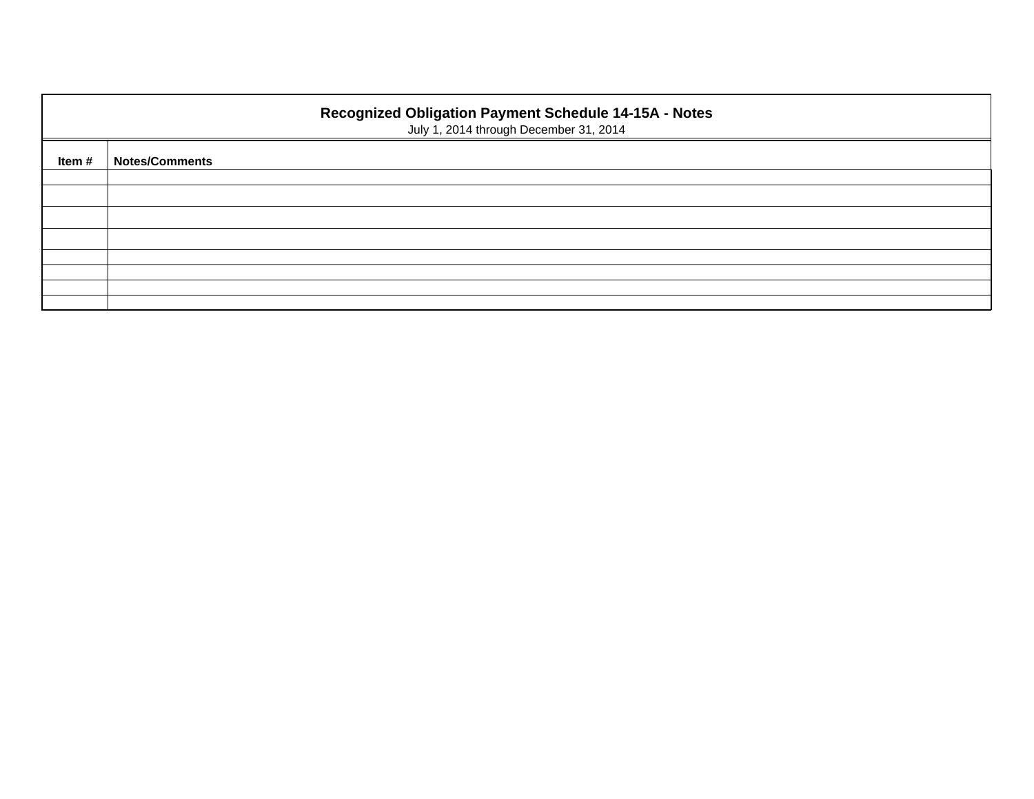## Recognized Obligation Payment Schedule 14-15A - Notes

July 1, 2014 through December 31, 2014

| Item # | Notes/Comments |
|---|---|
| | |
| | |
| | |
| | |
| | |
| | |
| | |
| | |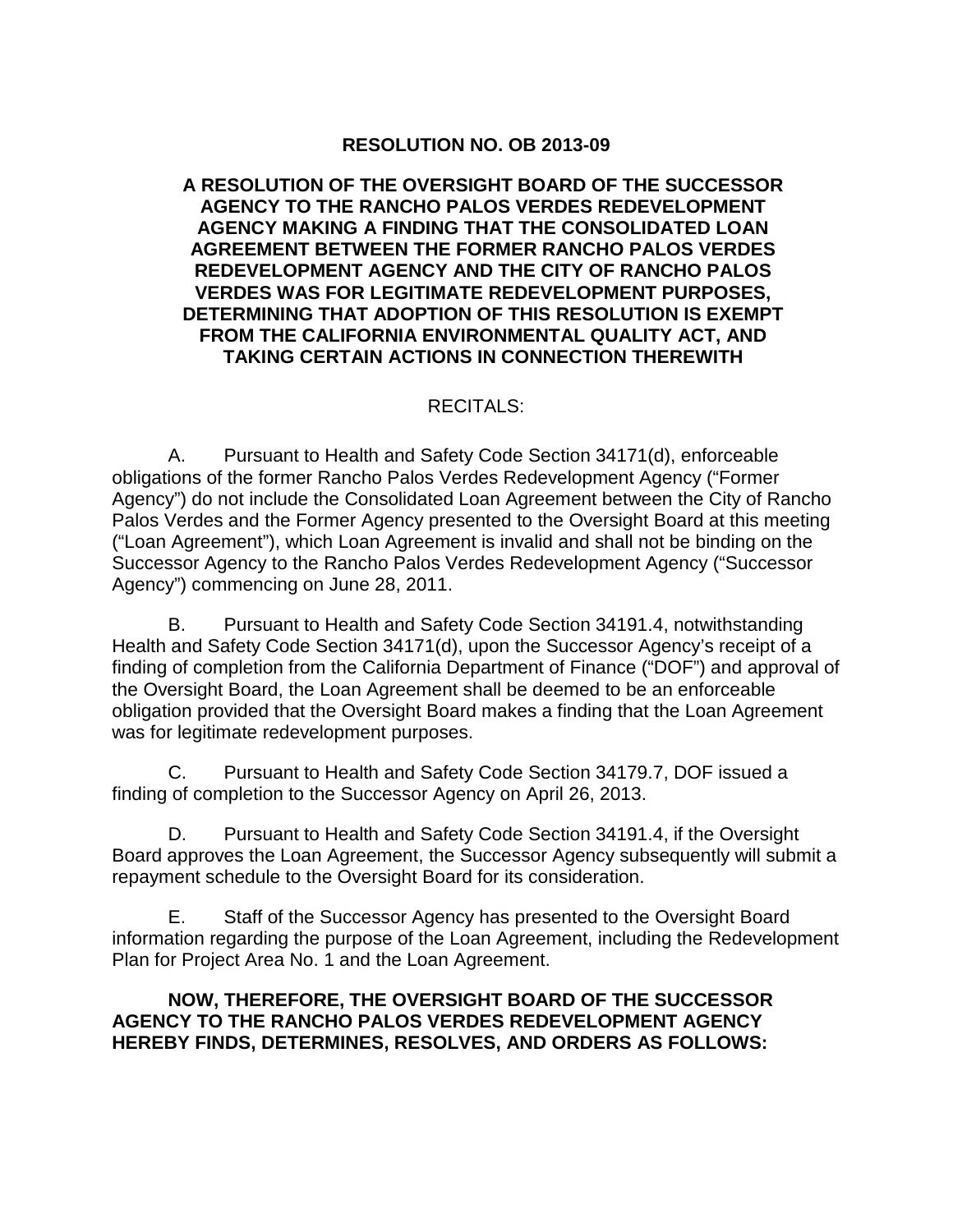**RESOLUTION NO. OB 2013-09**

**A RESOLUTION OF THE OVERSIGHT BOARD OF THE SUCCESSOR AGENCY TO THE RANCHO PALOS VERDES REDEVELOPMENT AGENCY MAKING A FINDING THAT THE CONSOLIDATED LOAN AGREEMENT BETWEEN THE FORMER RANCHO PALOS VERDES REDEVELOPMENT AGENCY AND THE CITY OF RANCHO PALOS VERDES WAS FOR LEGITIMATE REDEVELOPMENT PURPOSES, DETERMINING THAT ADOPTION OF THIS RESOLUTION IS EXEMPT FROM THE CALIFORNIA ENVIRONMENTAL QUALITY ACT, AND TAKING CERTAIN ACTIONS IN CONNECTION THEREWITH**

RECITALS:

A. Pursuant to Health and Safety Code Section 34171(d), enforceable obligations of the former Rancho Palos Verdes Redevelopment Agency ("Former Agency") do not include the Consolidated Loan Agreement between the City of Rancho Palos Verdes and the Former Agency presented to the Oversight Board at this meeting ("Loan Agreement"), which Loan Agreement is invalid and shall not be binding on the Successor Agency to the Rancho Palos Verdes Redevelopment Agency ("Successor Agency") commencing on June 28, 2011.

B. Pursuant to Health and Safety Code Section 34191.4, notwithstanding Health and Safety Code Section 34171(d), upon the Successor Agency's receipt of a finding of completion from the California Department of Finance ("DOF") and approval of the Oversight Board, the Loan Agreement shall be deemed to be an enforceable obligation provided that the Oversight Board makes a finding that the Loan Agreement was for legitimate redevelopment purposes.

C. Pursuant to Health and Safety Code Section 34179.7, DOF issued a finding of completion to the Successor Agency on April 26, 2013.

D. Pursuant to Health and Safety Code Section 34191.4, if the Oversight Board approves the Loan Agreement, the Successor Agency subsequently will submit a repayment schedule to the Oversight Board for its consideration.

E. Staff of the Successor Agency has presented to the Oversight Board information regarding the purpose of the Loan Agreement, including the Redevelopment Plan for Project Area No. 1 and the Loan Agreement.

**NOW, THEREFORE, THE OVERSIGHT BOARD OF THE SUCCESSOR AGENCY TO THE RANCHO PALOS VERDES REDEVELOPMENT AGENCY HEREBY FINDS, DETERMINES, RESOLVES, AND ORDERS AS FOLLOWS:**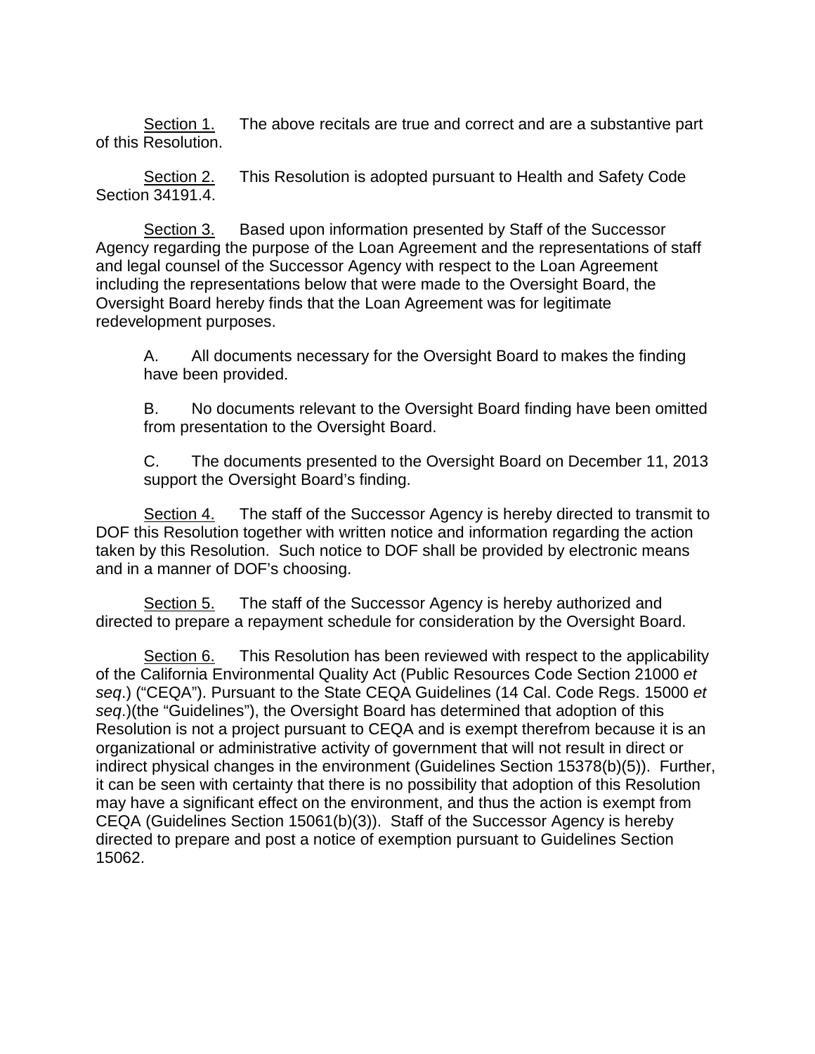Section 1. The above recitals are true and correct and are a substantive part of this Resolution.

Section 2. This Resolution is adopted pursuant to Health and Safety Code Section 34191.4.

Section 3. Based upon information presented by Staff of the Successor Agency regarding the purpose of the Loan Agreement and the representations of staff and legal counsel of the Successor Agency with respect to the Loan Agreement including the representations below that were made to the Oversight Board, the Oversight Board hereby finds that the Loan Agreement was for legitimate redevelopment purposes.

A. All documents necessary for the Oversight Board to makes the finding have been provided.

B. No documents relevant to the Oversight Board finding have been omitted from presentation to the Oversight Board.

C. The documents presented to the Oversight Board on December 11, 2013 support the Oversight Board's finding.

Section 4. The staff of the Successor Agency is hereby directed to transmit to DOF this Resolution together with written notice and information regarding the action taken by this Resolution. Such notice to DOF shall be provided by electronic means and in a manner of DOF's choosing.

Section 5. The staff of the Successor Agency is hereby authorized and directed to prepare a repayment schedule for consideration by the Oversight Board.

Section 6. This Resolution has been reviewed with respect to the applicability of the California Environmental Quality Act (Public Resources Code Section 21000 *et seq*.) ("CEQA"). Pursuant to the State CEQA Guidelines (14 Cal. Code Regs. 15000 *et seq*.)(the "Guidelines"), the Oversight Board has determined that adoption of this Resolution is not a project pursuant to CEQA and is exempt therefrom because it is an organizational or administrative activity of government that will not result in direct or indirect physical changes in the environment (Guidelines Section 15378(b)(5)). Further, it can be seen with certainty that there is no possibility that adoption of this Resolution may have a significant effect on the environment, and thus the action is exempt from CEQA (Guidelines Section 15061(b)(3)). Staff of the Successor Agency is hereby directed to prepare and post a notice of exemption pursuant to Guidelines Section 15062.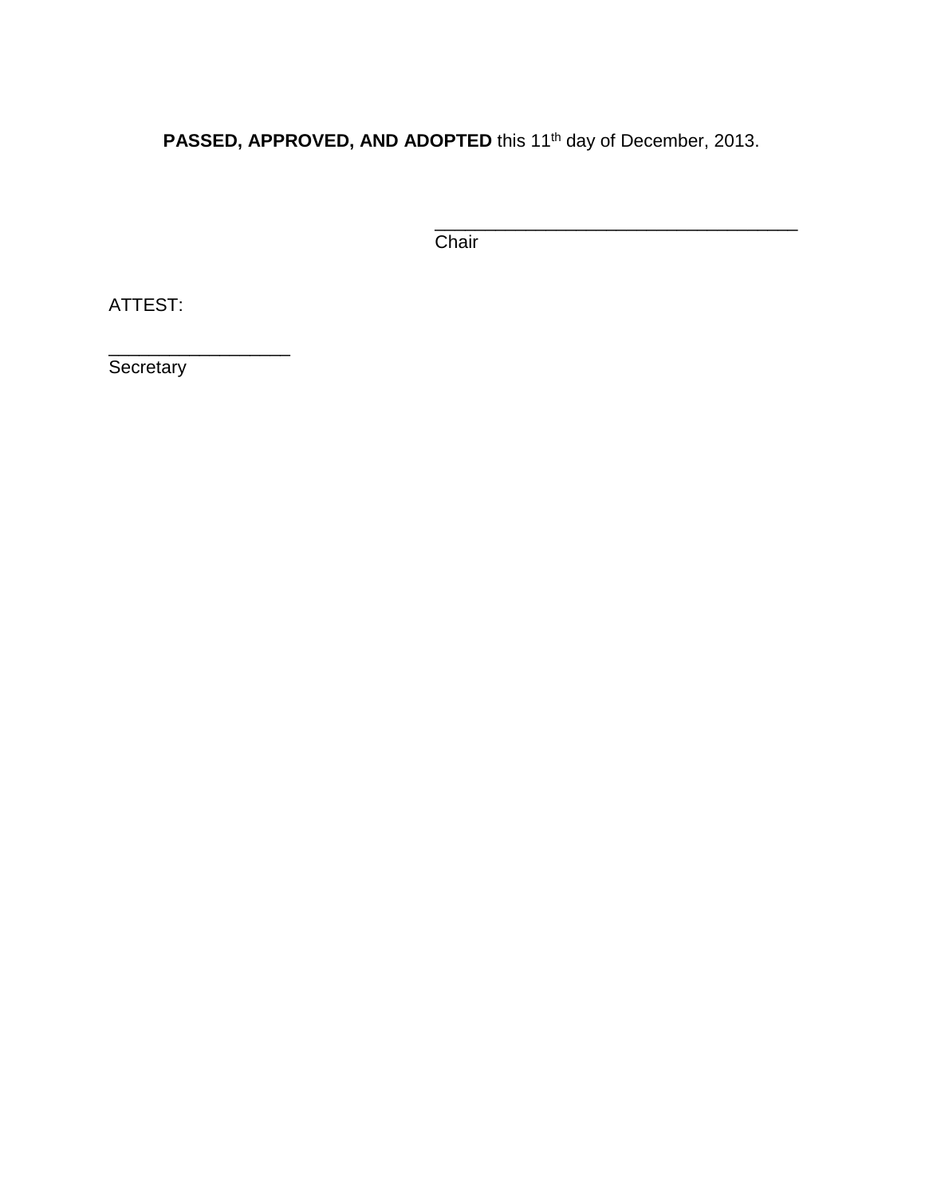**PASSED, APPROVED, AND ADOPTED** this 11th day of December, 2013.

_____________________________________
Chair

ATTEST:

__________________
Secretary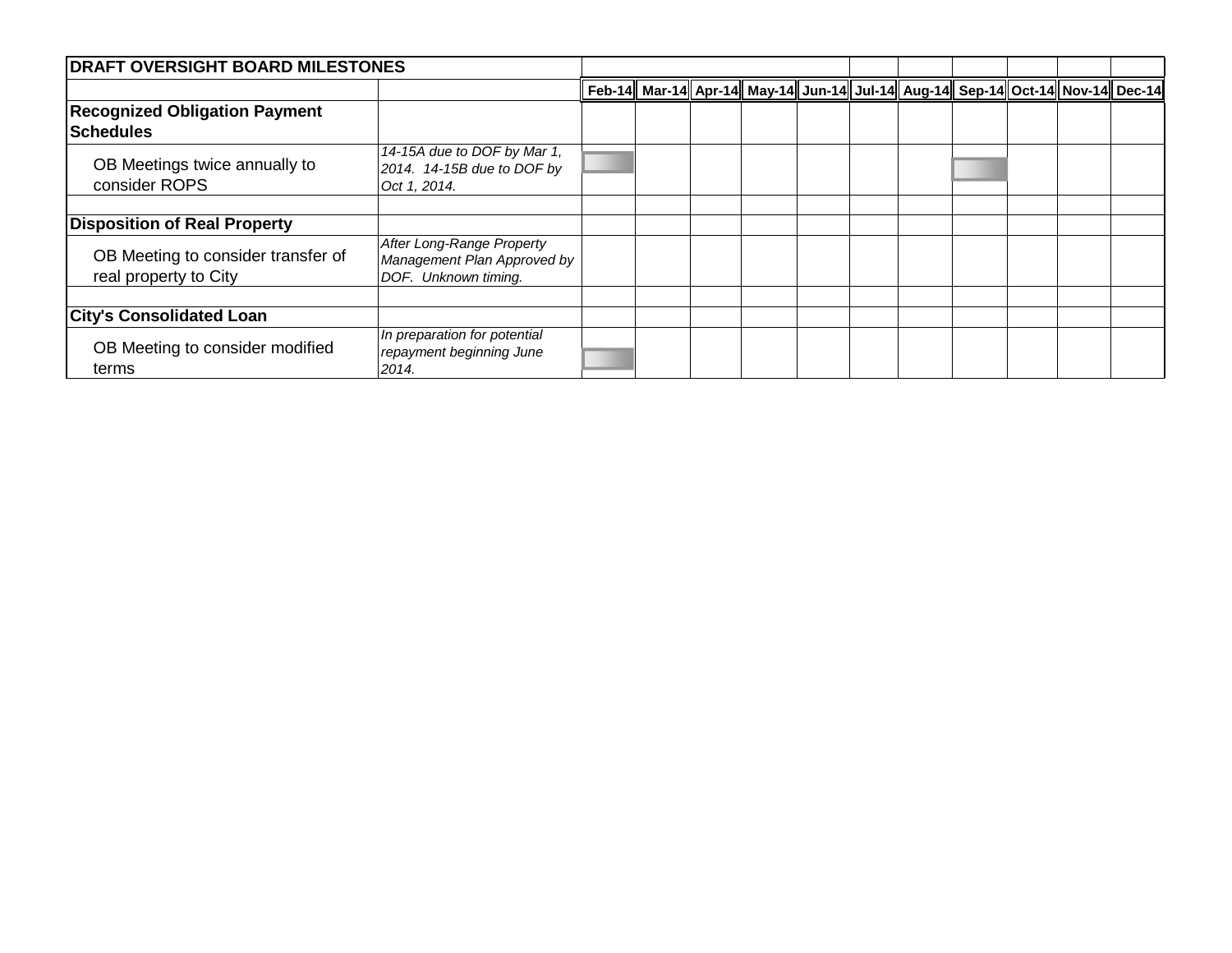| DRAFT OVERSIGHT BOARD MILESTONES | | | | | | | | | | | | |
|---|---|---|---|---|---|---|---|---|---|---|---|---|
| | | Feb-14 | Mar-14 | Apr-14 | May-14 | Jun-14 | Jul-14 | Aug-14 | Sep-14 | Oct-14 | Nov-14 | Dec-14 |
| **Recognized Obligation Payment Schedules** | | | | | | | | | | | | |
| OB Meetings twice annually to consider ROPS | *14-15A due to DOF by Mar 1, 2014. 14-15B due to DOF by Oct 1, 2014.* | ■ | | | | | | | ■ | | | |
| | | | | | | | | | | | | |
| **Disposition of Real Property** | | | | | | | | | | | | |
| OB Meeting to consider transfer of real property to City | *After Long-Range Property Management Plan Approved by DOF. Unknown timing.* | | | | | | | | | | | |
| | | | | | | | | | | | | |
| **City's Consolidated Loan** | | | | | | | | | | | | |
| OB Meeting to consider modified terms | *In preparation for potential repayment beginning June 2014.* | ■ | | | | | | | | | | |